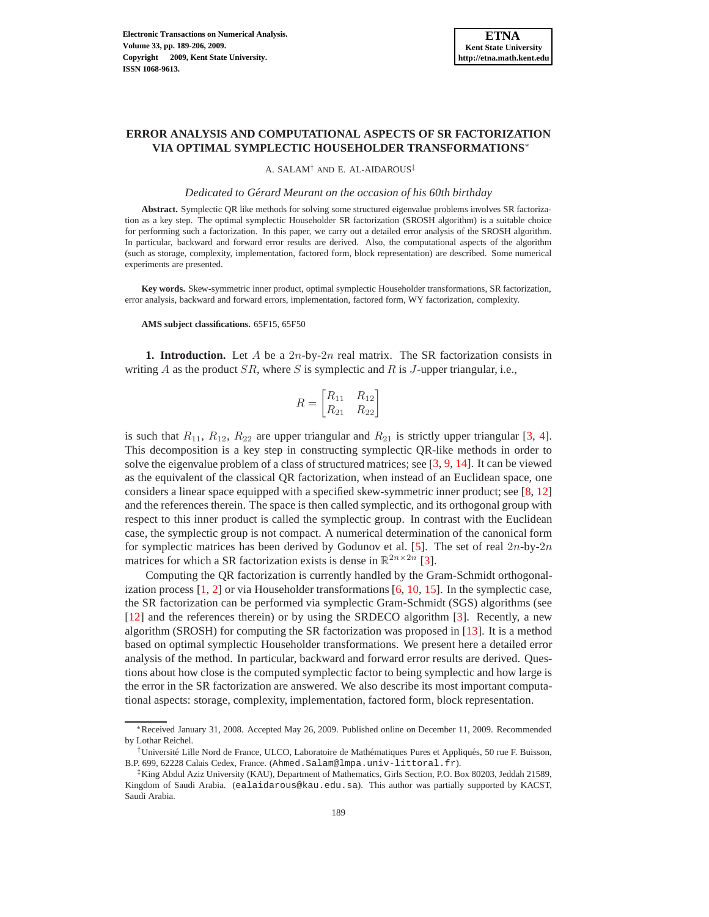# ERROR ANALYSIS AND COMPUTATIONAL ASPECTS OF SR FACTORIZATION VIA OPTIMAL SYMPLECTIC HOUSEHOLDER TRANSFORMATIONS*

A. SALAM[†] AND E. AL-AIDAROUS[‡]

*Dedicated to Gérard Meurant on the occasion of his 60th birthday*

**Abstract.** Symplectic QR like methods for solving some structured eigenvalue problems involves SR factorization as a key step. The optimal symplectic Householder SR factorization (SROSH algorithm) is a suitable choice for performing such a factorization. In this paper, we carry out a detailed error analysis of the SROSH algorithm. In particular, backward and forward error results are derived. Also, the computational aspects of the algorithm (such as storage, complexity, implementation, factored form, block representation) are described. Some numerical experiments are presented.

**Key words.** Skew-symmetric inner product, optimal symplectic Householder transformations, SR factorization, error analysis, backward and forward errors, implementation, factored form, WY factorization, complexity.

**AMS subject classifications.** 65F15, 65F50

**1. Introduction.** Let $A$ be a $2n$-by-$2n$ real matrix. The SR factorization consists in writing $A$ as the product $SR$, where $S$ is symplectic and $R$ is $J$-upper triangular, i.e.,

$$R = \begin{bmatrix} R_{11} & R_{12} \\ R_{21} & R_{22} \end{bmatrix}$$

is such that $R_{11}$, $R_{12}$, $R_{22}$ are upper triangular and $R_{21}$ is strictly upper triangular [3, 4]. This decomposition is a key step in constructing symplectic QR-like methods in order to solve the eigenvalue problem of a class of structured matrices; see [3, 9, 14]. It can be viewed as the equivalent of the classical QR factorization, when instead of an Euclidean space, one considers a linear space equipped with a specified skew-symmetric inner product; see [8, 12] and the references therein. The space is then called symplectic, and its orthogonal group with respect to this inner product is called the symplectic group. In contrast with the Euclidean case, the symplectic group is not compact. A numerical determination of the canonical form for symplectic matrices has been derived by Godunov et al. [5]. The set of real $2n$-by-$2n$ matrices for which a SR factorization exists is dense in $\mathbb{R}^{2n\times 2n}$ [3].

Computing the QR factorization is currently handled by the Gram-Schmidt orthogonalization process [1, 2] or via Householder transformations [6, 10, 15]. In the symplectic case, the SR factorization can be performed via symplectic Gram-Schmidt (SGS) algorithms (see [12] and the references therein) or by using the SRDECO algorithm [3]. Recently, a new algorithm (SROSH) for computing the SR factorization was proposed in [13]. It is a method based on optimal symplectic Householder transformations. We present here a detailed error analysis of the method. In particular, backward and forward error results are derived. Questions about how close is the computed symplectic factor to being symplectic and how large is the error in the SR factorization are answered. We also describe its most important computational aspects: storage, complexity, implementation, factored form, block representation.

---

*Received January 31, 2008. Accepted May 26, 2009. Published online on December 11, 2009. Recommended by Lothar Reichel.

[†]Université Lille Nord de France, ULCO, Laboratoire de Mathématiques Pures et Appliqués, 50 rue F. Buisson, B.P. 699, 62228 Calais Cedex, France. (Ahmed.Salam@lmpa.univ-littoral.fr).

[‡]King Abdul Aziz University (KAU), Department of Mathematics, Girls Section, P.O. Box 80203, Jeddah 21589, Kingdom of Saudi Arabia. (ealaidarous@kau.edu.sa). This author was partially supported by KACST, Saudi Arabia.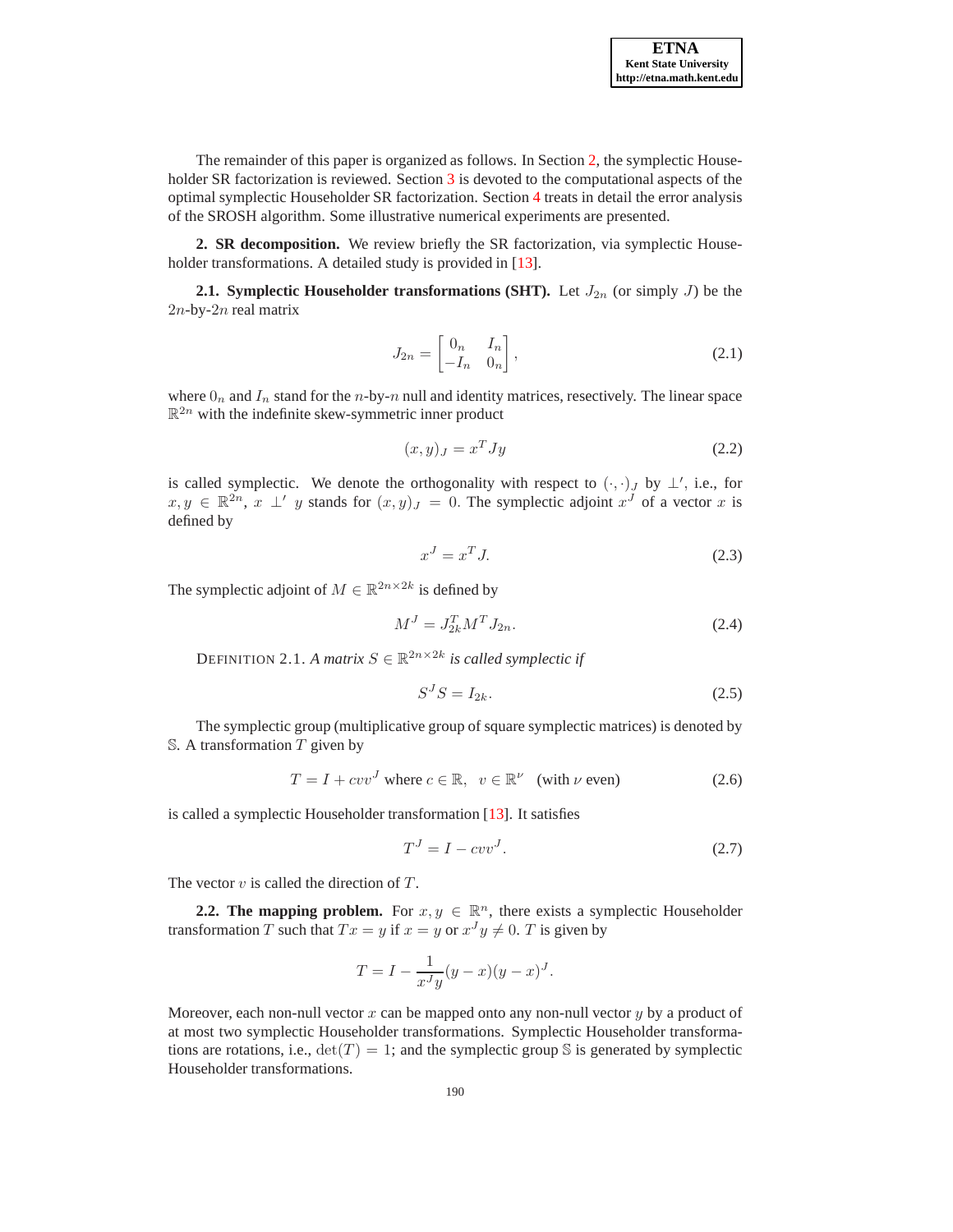The remainder of this paper is organized as follows. In Section 2, the symplectic Householder SR factorization is reviewed. Section 3 is devoted to the computational aspects of the optimal symplectic Householder SR factorization. Section 4 treats in detail the error analysis of the SROSH algorithm. Some illustrative numerical experiments are presented.

**2. SR decomposition.** We review briefly the SR factorization, via symplectic Householder transformations. A detailed study is provided in [13].

**2.1. Symplectic Householder transformations (SHT).** Let $J_{2n}$ (or simply $J$) be the $2n$-by-$2n$ real matrix

$$J_{2n} = \begin{bmatrix} 0_n & I_n \\ -I_n & 0_n \end{bmatrix}, \tag{2.1}$$

where $0_n$ and $I_n$ stand for the $n$-by-$n$ null and identity matrices, resectively. The linear space $\mathbb{R}^{2n}$ with the indefinite skew-symmetric inner product

$$(x, y)_J = x^T J y \tag{2.2}$$

is called symplectic. We denote the orthogonality with respect to $(\cdot,\cdot)_J$ by $\perp'$, i.e., for $x, y \in \mathbb{R}^{2n}$, $x \perp' y$ stands for $(x, y)_J = 0$. The symplectic adjoint $x^J$ of a vector $x$ is defined by

$$x^J = x^T J. \tag{2.3}$$

The symplectic adjoint of $M \in \mathbb{R}^{2n \times 2k}$ is defined by

$$M^J = J_{2k}^T M^T J_{2n}. \tag{2.4}$$

DEFINITION 2.1. *A matrix $S \in \mathbb{R}^{2n \times 2k}$ is called symplectic if*

$$S^J S = I_{2k}. \tag{2.5}$$

The symplectic group (multiplicative group of square symplectic matrices) is denoted by $\mathbb{S}$. A transformation $T$ given by

$$T = I + cvv^J \text{ where } c \in \mathbb{R}, \quad v \in \mathbb{R}^\nu \quad (\text{with } \nu \text{ even}) \tag{2.6}$$

is called a symplectic Householder transformation [13]. It satisfies

$$T^J = I - cvv^J. \tag{2.7}$$

The vector $v$ is called the direction of $T$.

**2.2. The mapping problem.** For $x, y \in \mathbb{R}^n$, there exists a symplectic Householder transformation $T$ such that $Tx = y$ if $x = y$ or $x^J y \neq 0$. $T$ is given by

$$T = I - \frac{1}{x^J y}(y - x)(y - x)^J.$$

Moreover, each non-null vector $x$ can be mapped onto any non-null vector $y$ by a product of at most two symplectic Householder transformations. Symplectic Householder transformations are rotations, i.e., $\det(T) = 1$; and the symplectic group $\mathbb{S}$ is generated by symplectic Householder transformations.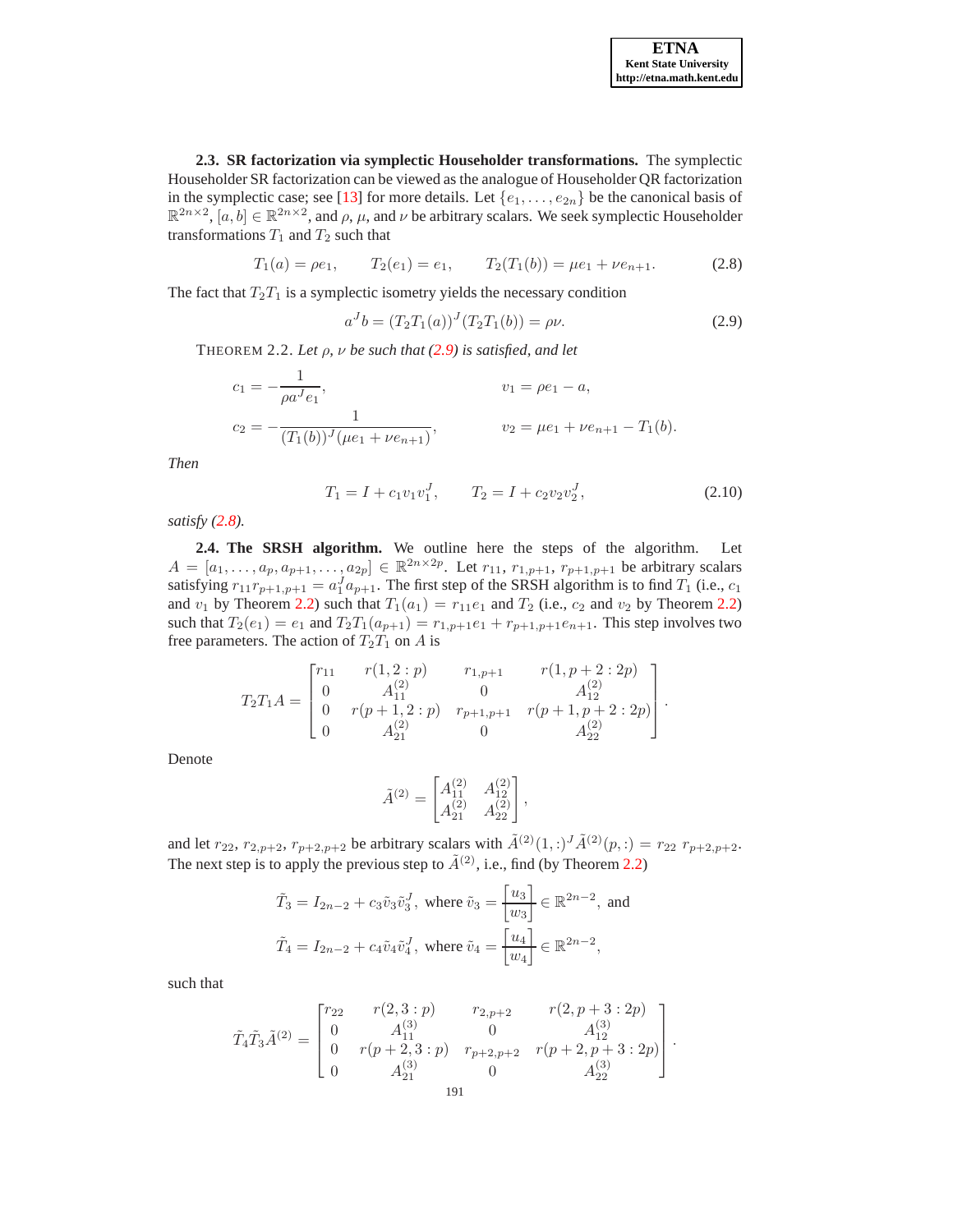**2.3. SR factorization via symplectic Householder transformations.** The symplectic Householder SR factorization can be viewed as the analogue of Householder QR factorization in the symplectic case; see [13] for more details. Let $\{e_1, \dots, e_{2n}\}$ be the canonical basis of $\mathbb{R}^{2n\times 2}$, $[a, b] \in \mathbb{R}^{2n\times 2}$, and $\rho$, $\mu$, and $\nu$ be arbitrary scalars. We seek symplectic Householder transformations $T_1$ and $T_2$ such that

$$T_1(a) = \rho e_1, \qquad T_2(e_1) = e_1, \qquad T_2(T_1(b)) = \mu e_1 + \nu e_{n+1}. \tag{2.8}$$

The fact that $T_2T_1$ is a symplectic isometry yields the necessary condition

$$a^J b = (T_2T_1(a))^J (T_2T_1(b)) = \rho\nu. \tag{2.9}$$

THEOREM 2.2. *Let $\rho$, $\nu$ be such that (2.9) is satisfied, and let*

$$c_1 = -\frac{1}{\rho a^J e_1}, \qquad\qquad v_1 = \rho e_1 - a,$$

$$c_2 = -\frac{1}{(T_1(b))^J(\mu e_1 + \nu e_{n+1})}, \qquad\qquad v_2 = \mu e_1 + \nu e_{n+1} - T_1(b).$$

*Then*

$$T_1 = I + c_1 v_1 v_1^J, \qquad T_2 = I + c_2 v_2 v_2^J, \tag{2.10}$$

*satisfy (2.8).*

**2.4. The SRSH algorithm.** We outline here the steps of the algorithm. Let $A = [a_1, \dots, a_p, a_{p+1}, \dots, a_{2p}] \in \mathbb{R}^{2n\times 2p}$. Let $r_{11}$, $r_{1,p+1}$, $r_{p+1,p+1}$ be arbitrary scalars satisfying $r_{11}r_{p+1,p+1} = a_1^J a_{p+1}$. The first step of the SRSH algorithm is to find $T_1$ (i.e., $c_1$ and $v_1$ by Theorem 2.2) such that $T_1(a_1) = r_{11}e_1$ and $T_2$ (i.e., $c_2$ and $v_2$ by Theorem 2.2) such that $T_2(e_1) = e_1$ and $T_2T_1(a_{p+1}) = r_{1,p+1}e_1 + r_{p+1,p+1}e_{n+1}$. This step involves two free parameters. The action of $T_2T_1$ on $A$ is

$$T_2T_1A = \begin{bmatrix} r_{11} & r(1, 2:p) & r_{1,p+1} & r(1, p+2:2p) \\ 0 & A_{11}^{(2)} & 0 & A_{12}^{(2)} \\ 0 & r(p+1, 2:p) & r_{p+1,p+1} & r(p+1, p+2:2p) \\ 0 & A_{21}^{(2)} & 0 & A_{22}^{(2)} \end{bmatrix}.$$

Denote

$$\tilde{A}^{(2)} = \begin{bmatrix} A_{11}^{(2)} & A_{12}^{(2)} \\ A_{21}^{(2)} & A_{22}^{(2)} \end{bmatrix},$$

and let $r_{22}$, $r_{2,p+2}$, $r_{p+2,p+2}$ be arbitrary scalars with $\tilde{A}^{(2)}(1,:)^J \tilde{A}^{(2)}(p,:) = r_{22}\, r_{p+2,p+2}$. The next step is to apply the previous step to $\tilde{A}^{(2)}$, i.e., find (by Theorem 2.2)

$$\tilde{T}_3 = I_{2n-2} + c_3\tilde{v}_3\tilde{v}_3^J, \text{ where } \tilde{v}_3 = \begin{bmatrix} u_3 \\ w_3 \end{bmatrix} \in \mathbb{R}^{2n-2}, \text{ and}$$

$$\tilde{T}_4 = I_{2n-2} + c_4\tilde{v}_4\tilde{v}_4^J, \text{ where } \tilde{v}_4 = \begin{bmatrix} u_4 \\ w_4 \end{bmatrix} \in \mathbb{R}^{2n-2},$$

such that

$$\tilde{T}_4\tilde{T}_3\tilde{A}^{(2)} = \begin{bmatrix} r_{22} & r(2, 3:p) & r_{2,p+2} & r(2, p+3:2p) \\ 0 & A_{11}^{(3)} & 0 & A_{12}^{(3)} \\ 0 & r(p+2, 3:p) & r_{p+2,p+2} & r(p+2, p+3:2p) \\ 0 & A_{21}^{(3)} & 0 & A_{22}^{(3)} \end{bmatrix}.$$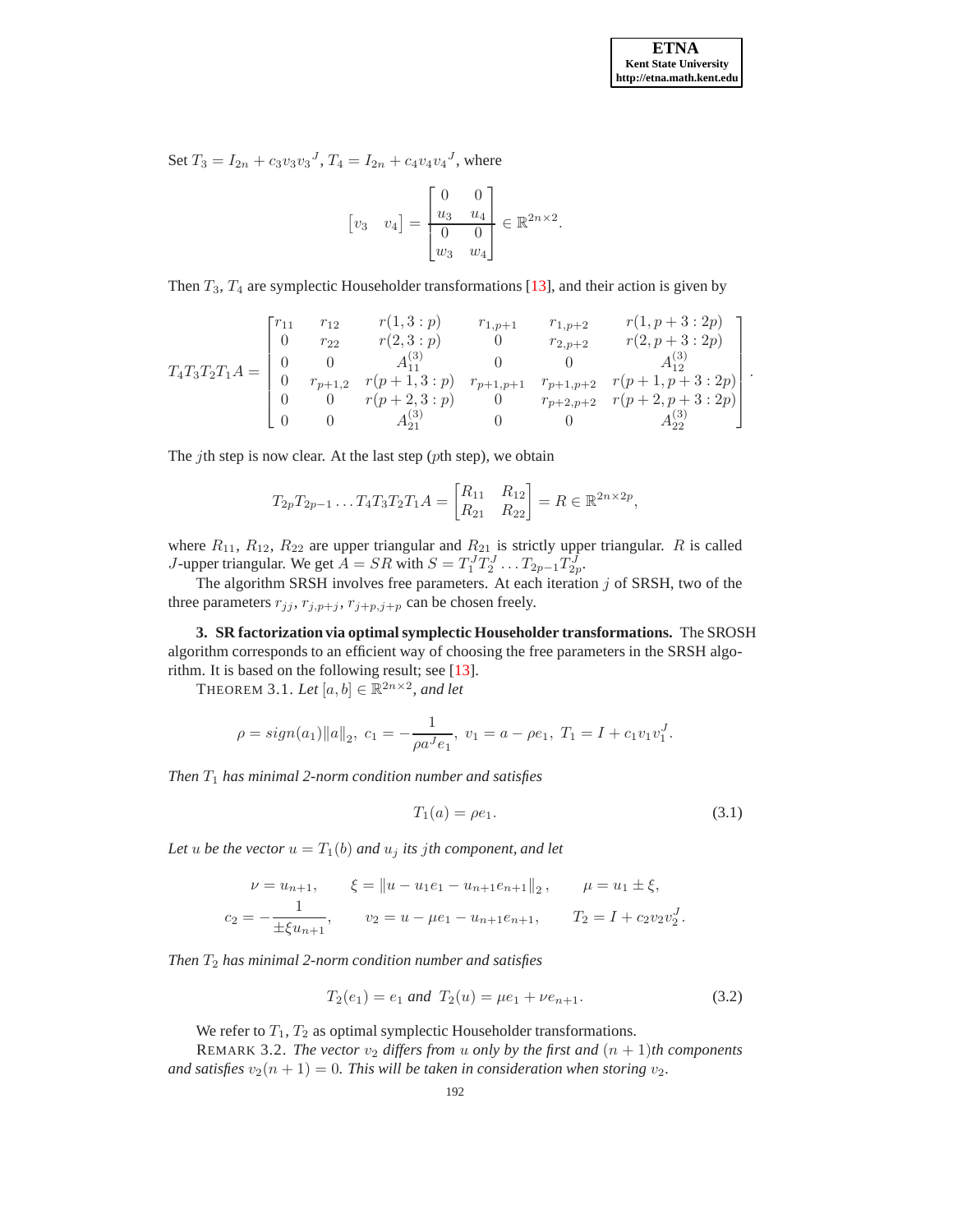Set $T_3 = I_{2n} + c_3 v_3 {v_3}^J$, $T_4 = I_{2n} + c_4 v_4 {v_4}^J$, where

$$
\begin{bmatrix} v_3 & v_4 \end{bmatrix} = \left[\begin{array}{cc} 0 & 0 \\ u_3 & u_4 \\ \hline 0 & 0 \\ w_3 & w_4 \end{array}\right] \in \mathbb{R}^{2n \times 2}.
$$

Then $T_3$, $T_4$ are symplectic Householder transformations [13], and their action is given by

$$
T_4 T_3 T_2 T_1 A = \left[\begin{array}{cccccc}
r_{11} & r_{12} & r(1,3:p) & r_{1,p+1} & r_{1,p+2} & r(1,p+3:2p) \\
0 & r_{22} & r(2,3:p) & 0 & r_{2,p+2} & r(2,p+3:2p) \\
0 & 0 & A_{11}^{(3)} & 0 & 0 & A_{12}^{(3)} \\
0 & r_{p+1,2} & r(p+1,3:p) & r_{p+1,p+1} & r_{p+1,p+2} & r(p+1,p+3:2p) \\
0 & 0 & r(p+2,3:p) & 0 & r_{p+2,p+2} & r(p+2,p+3:2p) \\
0 & 0 & A_{21}^{(3)} & 0 & 0 & A_{22}^{(3)}
\end{array}\right].
$$

The $j$th step is now clear. At the last step ($p$th step), we obtain

$$
T_{2p} T_{2p-1} \dots T_4 T_3 T_2 T_1 A = \begin{bmatrix} R_{11} & R_{12} \\ R_{21} & R_{22} \end{bmatrix} = R \in \mathbb{R}^{2n \times 2p},
$$

where $R_{11}$, $R_{12}$, $R_{22}$ are upper triangular and $R_{21}$ is strictly upper triangular. $R$ is called $J$-upper triangular. We get $A = SR$ with $S = T_1^J T_2^J \dots T_{2p-1} T_{2p}^J$.

The algorithm SRSH involves free parameters. At each iteration $j$ of SRSH, two of the three parameters $r_{jj}$, $r_{j,p+j}$, $r_{j+p,j+p}$ can be chosen freely.

**3. SR factorization via optimal symplectic Householder transformations.** The SROSH algorithm corresponds to an efficient way of choosing the free parameters in the SRSH algorithm. It is based on the following result; see [13].

THEOREM 3.1. *Let* $[a, b] \in \mathbb{R}^{2n \times 2}$*, and let*

$$
\rho = sign(a_1)\|a\|_2, \; c_1 = -\frac{1}{\rho a^J e_1}, \; v_1 = a - \rho e_1, \; T_1 = I + c_1 v_1 v_1^J.
$$

*Then* $T_1$ *has minimal 2-norm condition number and satisfies*

$$
T_1(a) = \rho e_1. \tag{3.1}
$$

*Let* $u$ *be the vector* $u = T_1(b)$ *and* $u_j$ *its* $j$*th component, and let*

$$
\nu = u_{n+1}, \qquad \xi = \|u - u_1 e_1 - u_{n+1} e_{n+1}\|_2, \qquad \mu = u_1 \pm \xi,
$$
$$
c_2 = -\frac{1}{\pm \xi u_{n+1}}, \qquad v_2 = u - \mu e_1 - u_{n+1} e_{n+1}, \qquad T_2 = I + c_2 v_2 v_2^J.
$$

*Then* $T_2$ *has minimal 2-norm condition number and satisfies*

$$
T_2(e_1) = e_1 \text{ and } T_2(u) = \mu e_1 + \nu e_{n+1}. \tag{3.2}
$$

We refer to $T_1$, $T_2$ as optimal symplectic Householder transformations.

REMARK 3.2. *The vector* $v_2$ *differs from* $u$ *only by the first and* $(n+1)$*th components and satisfies* $v_2(n+1) = 0$*. This will be taken in consideration when storing* $v_2$*.*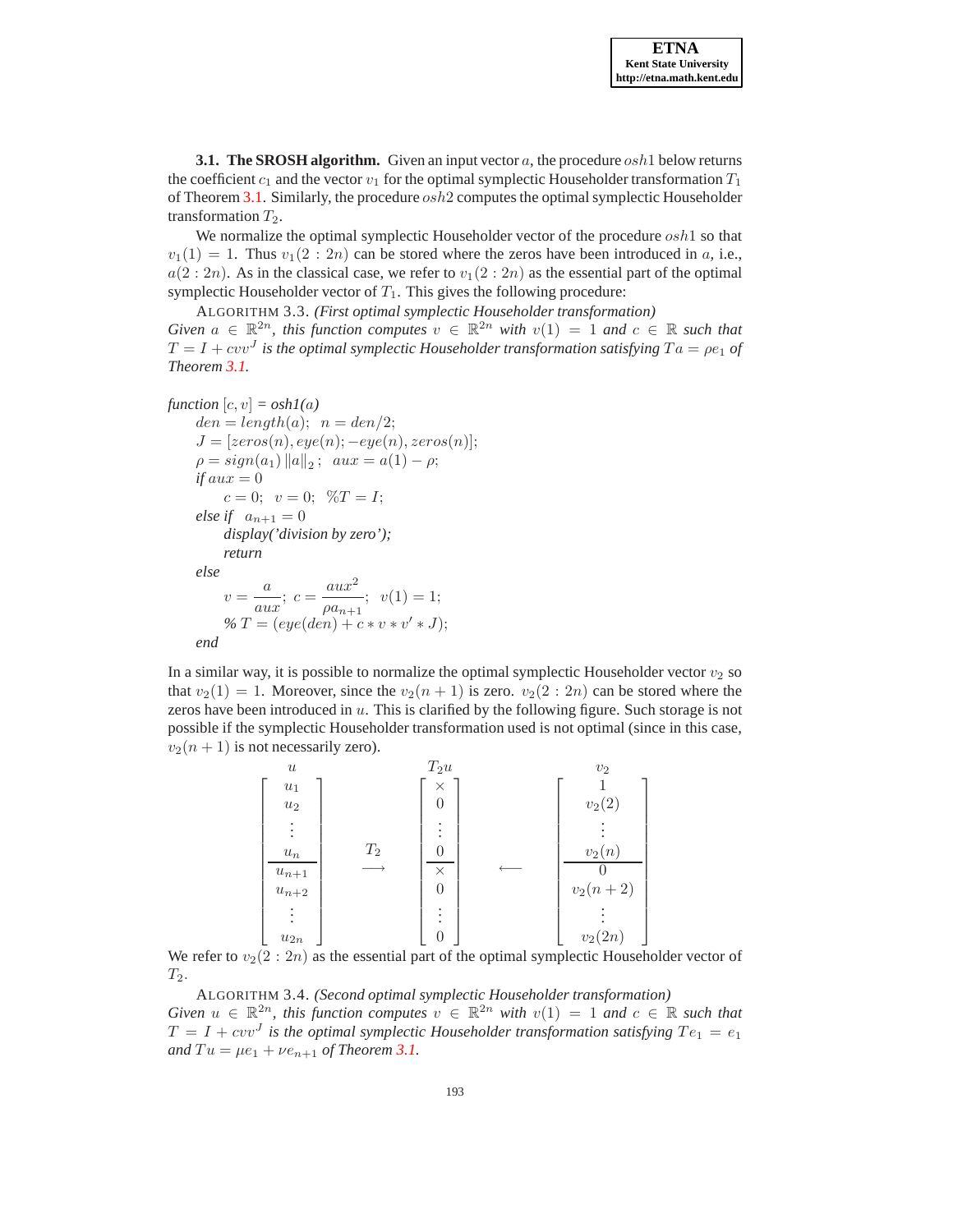**3.1. The SROSH algorithm.** Given an input vector $a$, the procedure $osh1$ below returns the coefficient $c_1$ and the vector $v_1$ for the optimal symplectic Householder transformation $T_1$ of Theorem 3.1. Similarly, the procedure $osh2$ computes the optimal symplectic Householder transformation $T_2$.

We normalize the optimal symplectic Householder vector of the procedure $osh1$ so that $v_1(1) = 1$. Thus $v_1(2:2n)$ can be stored where the zeros have been introduced in $a$, i.e., $a(2:2n)$. As in the classical case, we refer to $v_1(2:2n)$ as the essential part of the optimal symplectic Householder vector of $T_1$. This gives the following procedure:

ALGORITHM 3.3. *(First optimal symplectic Householder transformation) Given $a \in \mathbb{R}^{2n}$, this function computes $v \in \mathbb{R}^{2n}$ with $v(1) = 1$ and $c \in \mathbb{R}$ such that $T = I + cvv^J$ is the optimal symplectic Householder transformation satisfying $Ta = \rho e_1$ of Theorem 3.1.*

*function* $[c, v]$ = *osh1(a)*
- $den = length(a); \;\; n = den/2;$
- $J = [zeros(n), eye(n); -eye(n), zeros(n)];$
- $\rho = sign(a_1)\,\|a\|_2\,; \;\; aux = a(1) - \rho;$
- *if* $aux = 0$
  - $c = 0; \;\; v = 0; \;\; \%T = I;$
- *else if* $\;a_{n+1} = 0$
  - *display('division by zero');*
  - *return*
- *else*
  - $v = \dfrac{a}{aux}; \;\; c = \dfrac{aux^2}{\rho a_{n+1}}; \;\; v(1) = 1;$
  - % $T = (eye(den) + c * v * v' * J);$
- *end*

In a similar way, it is possible to normalize the optimal symplectic Householder vector $v_2$ so that $v_2(1) = 1$. Moreover, since the $v_2(n+1)$ is zero. $v_2(2:2n)$ can be stored where the zeros have been introduced in $u$. This is clarified by the following figure. Such storage is not possible if the symplectic Householder transformation used is not optimal (since in this case, $v_2(n+1)$ is not necessarily zero).

$$
\overset{u}{\begin{bmatrix} u_1 \\ u_2 \\ \vdots \\ u_n \\ \hline u_{n+1} \\ u_{n+2} \\ \vdots \\ u_{2n} \end{bmatrix}}
\quad \overset{T_2}{\longrightarrow} \quad
\overset{T_2 u}{\begin{bmatrix} \times \\ 0 \\ \vdots \\ 0 \\ \hline \times \\ 0 \\ \vdots \\ 0 \end{bmatrix}}
\quad \longleftarrow \quad
\overset{v_2}{\begin{bmatrix} 1 \\ v_2(2) \\ \vdots \\ v_2(n) \\ \hline 0 \\ v_2(n+2) \\ \vdots \\ v_2(2n) \end{bmatrix}}
$$

We refer to $v_2(2:2n)$ as the essential part of the optimal symplectic Householder vector of $T_2$.

ALGORITHM 3.4. *(Second optimal symplectic Householder transformation) Given $u \in \mathbb{R}^{2n}$, this function computes $v \in \mathbb{R}^{2n}$ with $v(1) = 1$ and $c \in \mathbb{R}$ such that $T = I + cvv^J$ is the optimal symplectic Householder transformation satisfying $Te_1 = e_1$ and $Tu = \mu e_1 + \nu e_{n+1}$ of Theorem 3.1.*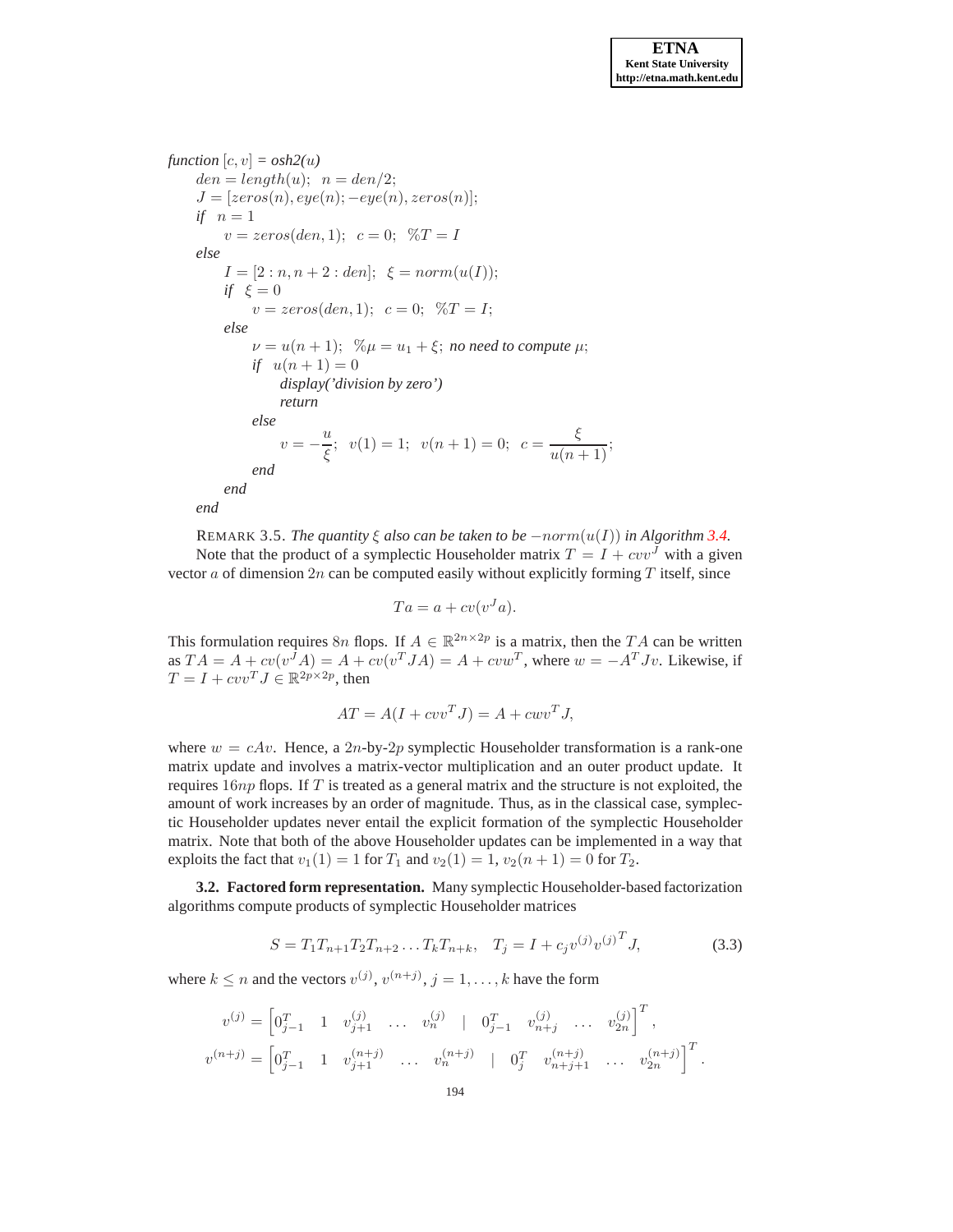```
function [c, v] = osh2(u)
    den = length(u);  n = den/2;
    J = [zeros(n), eye(n); -eye(n), zeros(n)];
    if  n = 1
        v = zeros(den, 1);  c = 0;  %T = I
    else
        I = [2 : n, n + 2 : den];  ξ = norm(u(I));
        if  ξ = 0
            v = zeros(den, 1);  c = 0;  %T = I;
        else
            ν = u(n + 1);  %μ = u_1 + ξ; no need to compute μ;
            if  u(n + 1) = 0
                display('division by zero')
                return
            else
                v = -u/ξ;  v(1) = 1;  v(n + 1) = 0;  c = ξ/u(n + 1);
            end
        end
end
```

REMARK 3.5. *The quantity $\xi$ also can be taken to be $-norm(u(I))$ in Algorithm 3.4.*

Note that the product of a symplectic Householder matrix $T = I + cvv^J$ with a given vector $a$ of dimension $2n$ can be computed easily without explicitly forming $T$ itself, since

$$Ta = a + cv(v^J a).$$

This formulation requires $8n$ flops. If $A \in \mathbb{R}^{2n\times 2p}$ is a matrix, then the $TA$ can be written as $TA = A + cv(v^J A) = A + cv(v^T JA) = A + cvw^T$, where $w = -A^T Jv$. Likewise, if $T = I + cvv^T J \in \mathbb{R}^{2p\times 2p}$, then

$$AT = A(I + cvv^T J) = A + cwv^T J,$$

where $w = cAv$. Hence, a $2n$-by-$2p$ symplectic Householder transformation is a rank-one matrix update and involves a matrix-vector multiplication and an outer product update. It requires $16np$ flops. If $T$ is treated as a general matrix and the structure is not exploited, the amount of work increases by an order of magnitude. Thus, as in the classical case, symplectic Householder updates never entail the explicit formation of the symplectic Householder matrix. Note that both of the above Householder updates can be implemented in a way that exploits the fact that $v_1(1) = 1$ for $T_1$ and $v_2(1) = 1$, $v_2(n + 1) = 0$ for $T_2$.

**3.2. Factored form representation.** Many symplectic Householder-based factorization algorithms compute products of symplectic Householder matrices

$$S = T_1 T_{n+1} T_2 T_{n+2} \ldots T_k T_{n+k}, \quad T_j = I + c_j v^{(j)} {v^{(j)}}^T J, \tag{3.3}$$

where $k \le n$ and the vectors $v^{(j)}$, $v^{(n+j)}$, $j = 1, \ldots, k$ have the form

$$v^{(j)} = \begin{bmatrix} 0_{j-1}^T & 1 & v_{j+1}^{(j)} & \ldots & v_n^{(j)} & | & 0_{j-1}^T & v_{n+j}^{(j)} & \ldots & v_{2n}^{(j)} \end{bmatrix}^T,$$

$$v^{(n+j)} = \begin{bmatrix} 0_{j-1}^T & 1 & v_{j+1}^{(n+j)} & \ldots & v_n^{(n+j)} & | & 0_j^T & v_{n+j+1}^{(n+j)} & \ldots & v_{2n}^{(n+j)} \end{bmatrix}^T.$$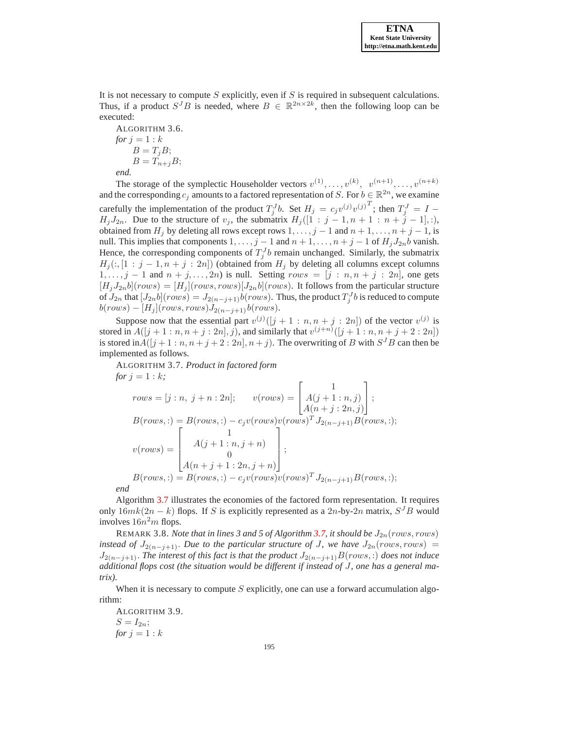It is not necessary to compute $S$ explicitly, even if $S$ is required in subsequent calculations. Thus, if a product $S^J B$ is needed, where $B \in \mathbb{R}^{2n\times 2k}$, then the following loop can be executed:

ALGORITHM 3.6.
*for* $j = 1 : k$
  $B = T_j B;$
  $B = T_{n+j} B;$
*end.*

The storage of the symplectic Householder vectors $v^{(1)}, \ldots, v^{(k)},\ v^{(n+1)}, \ldots, v^{(n+k)}$ and the corresponding $c_j$ amounts to a factored representation of $S$. For $b \in \mathbb{R}^{2n}$, we examine carefully the implementation of the product $T_j^J b$. Set $H_j = c_j v^{(j)} {v^{(j)}}^T$; then $T_j^J = I - H_j J_{2n}$. Due to the structure of $v_j$, the submatrix $H_j([1 : j-1, n+1 : n+j-1], :)$, obtained from $H_j$ by deleting all rows except rows $1, \ldots, j-1$ and $n+1, \ldots, n+j-1$, is null. This implies that components $1, \ldots, j-1$ and $n+1, \ldots, n+j-1$ of $H_j J_{2n} b$ vanish. Hence, the corresponding components of $T_j^J b$ remain unchanged. Similarly, the submatrix $H_j(:, [1 : j-1, n+j : 2n])$ (obtained from $H_j$ by deleting all columns except columns $1, \ldots, j-1$ and $n+j, \ldots, 2n$) is null. Setting $rows = [j : n, n+j : 2n]$, one gets $[H_j J_{2n} b](rows) = [H_j](rows, rows)[J_{2n} b](rows)$. It follows from the particular structure of $J_{2n}$ that $[J_{2n} b](rows) = J_{2(n-j+1)} b(rows)$. Thus, the product $T_j^J b$ is reduced to compute $b(rows) - [H_j](rows, rows) J_{2(n-j+1)} b(rows)$.

Suppose now that the essential part $v^{(j)}([j+1 : n, n+j : 2n])$ of the vector $v^{(j)}$ is stored in $A([j+1 : n, n+j : 2n], j)$, and similarly that $v^{(j+n)}([j+1 : n, n+j+2 : 2n])$ is stored in$A([j+1 : n, n+j+2 : 2n], n+j)$. The overwriting of $B$ with $S^J B$ can then be implemented as follows.

ALGORITHM 3.7. *Product in factored form*
*for* $j = 1 : k$;

$$rows = [j : n,\ j+n : 2n]; \qquad v(rows) = \begin{bmatrix} 1 \\ A(j+1 : n, j) \\ A(n+j : 2n, j) \end{bmatrix};$$

$$B(rows, :) = B(rows, :) - c_j v(rows) v(rows)^T J_{2(n-j+1)} B(rows, :);$$

$$v(rows) = \begin{bmatrix} 1 \\ A(j+1 : n, j+n) \\ 0 \\ A(n+j+1 : 2n, j+n) \end{bmatrix};$$

$$B(rows, :) = B(rows, :) - c_j v(rows) v(rows)^T J_{2(n-j+1)} B(rows, :);$$

*end*

Algorithm 3.7 illustrates the economies of the factored form representation. It requires only $16mk(2n-k)$ flops. If $S$ is explicitly represented as a $2n$-by-$2n$ matrix, $S^J B$ would involves $16n^2 m$ flops.

REMARK 3.8. *Note that in lines 3 and 5 of Algorithm 3.7, it should be* $J_{2n}(rows, rows)$ *instead of* $J_{2(n-j+1)}$. *Due to the particular structure of* $J$, *we have* $J_{2n}(rows, rows) = J_{2(n-j+1)}$. *The interest of this fact is that the product* $J_{2(n-j+1)} B(rows, :)$ *does not induce additional flops cost (the situation would be different if instead of* $J$, *one has a general matrix).*

When it is necessary to compute $S$ explicitly, one can use a forward accumulation algorithm:

ALGORITHM 3.9.
$S = I_{2n}$;
*for* $j = 1 : k$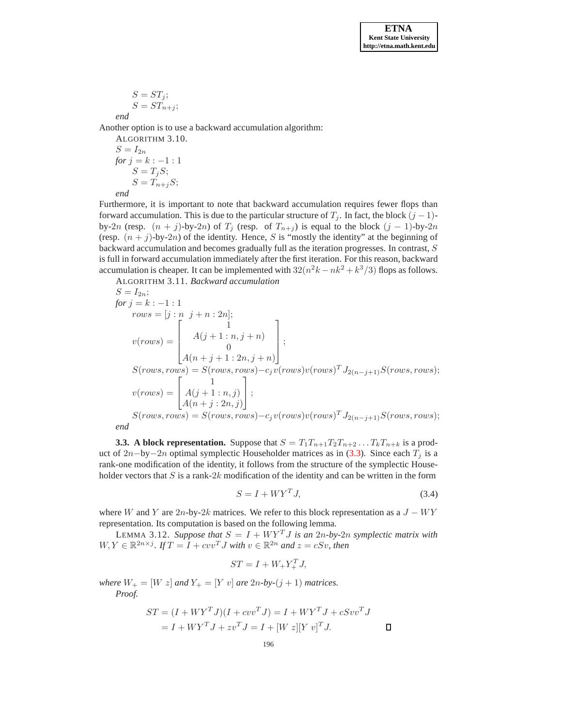$S = ST_j;$
$S = ST_{n+j};$
*end*

Another option is to use a backward accumulation algorithm:

ALGORITHM 3.10.

$S = I_{2n}$
*for* $j = k : -1 : 1$
$S = T_j S;$
$S = T_{n+j} S;$
*end*

Furthermore, it is important to note that backward accumulation requires fewer flops than forward accumulation. This is due to the particular structure of $T_j$. In fact, the block $(j-1)$-by-$2n$ (resp. $(n+j)$-by-$2n$) of $T_j$ (resp. of $T_{n+j}$) is equal to the block $(j-1)$-by-$2n$ (resp. $(n+j)$-by-$2n$) of the identity. Hence, $S$ is "mostly the identity" at the beginning of backward accumulation and becomes gradually full as the iteration progresses. In contrast, $S$ is full in forward accumulation immediately after the first iteration. For this reason, backward accumulation is cheaper. It can be implemented with $32(n^2k - nk^2 + k^3/3)$ flops as follows.

ALGORITHM 3.11. *Backward accumulation*

$S = I_{2n};$
*for* $j = k : -1 : 1$

$rows = [j : n \;\; j+n : 2n];$

$$v(rows) = \begin{bmatrix} 1 \\ A(j+1:n, j+n) \\ 0 \\ A(n+j+1:2n, j+n) \end{bmatrix};$$

$S(rows, rows) = S(rows, rows) - c_j v(rows) v(rows)^T J_{2(n-j+1)} S(rows, rows);$

$$v(rows) = \begin{bmatrix} 1 \\ A(j+1:n, j) \\ A(n+j:2n, j) \end{bmatrix};$$

$S(rows, rows) = S(rows, rows) - c_j v(rows) v(rows)^T J_{2(n-j+1)} S(rows, rows);$

*end*

**3.3. A block representation.** Suppose that $S = T_1 T_{n+1} T_2 T_{n+2} \ldots T_k T_{n+k}$ is a product of $2n$−by−$2n$ optimal symplectic Householder matrices as in (3.3). Since each $T_j$ is a rank-one modification of the identity, it follows from the structure of the symplectic Householder vectors that $S$ is a rank-$2k$ modification of the identity and can be written in the form

$$S = I + WY^T J, \tag{3.4}$$

where $W$ and $Y$ are $2n$-by-$2k$ matrices. We refer to this block representation as a $J - WY$ representation. Its computation is based on the following lemma.

LEMMA 3.12. *Suppose that* $S = I + WY^T J$ *is an* $2n$*-by-*$2n$ *symplectic matrix with* $W, Y \in \mathbb{R}^{2n \times j}$. *If* $T = I + cvv^T J$ *with* $v \in \mathbb{R}^{2n}$ *and* $z = cSv$, *then*

$$ST = I + W_+ Y_+^T J,$$

*where* $W_+ = [W \; z]$ *and* $Y_+ = [Y \; v]$ *are* $2n$*-by-*$(j+1)$ *matrices.*

*Proof.*

$$\begin{aligned} ST &= (I + WY^T J)(I + cvv^T J) = I + WY^T J + cSvv^T J \\ &= I + WY^T J + zv^T J = I + [W \; z][Y \; v]^T J. \end{aligned}$$

∎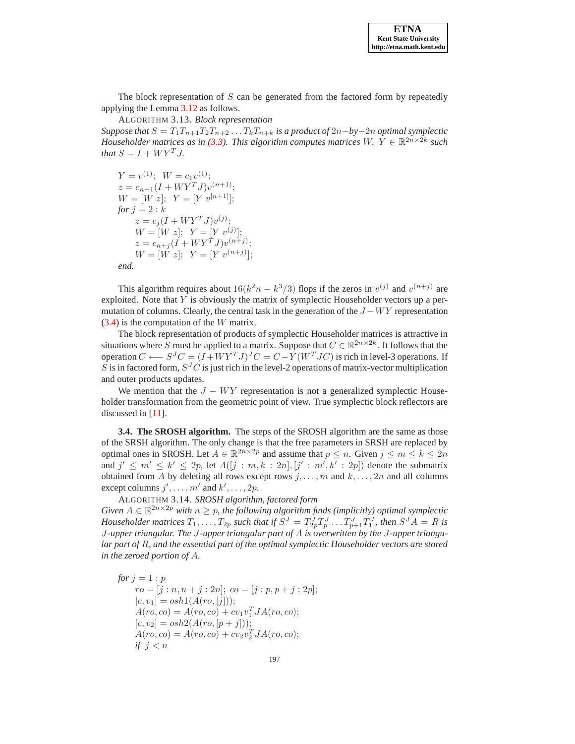The block representation of $S$ can be generated from the factored form by repeatedly applying the Lemma 3.12 as follows.

ALGORITHM 3.13. *Block representation*
*Suppose that $S = T_1 T_{n+1} T_2 T_{n+2} \ldots T_k T_{n+k}$ is a product of $2n$–by–$2n$ optimal symplectic Householder matrices as in (3.3). This algorithm computes matrices $W,\ Y \in \mathbb{R}^{2n\times 2k}$ such that $S = I + WY^TJ$.*

$$
\begin{aligned}
&Y = v^{(1)};\;\; W = c_1 v^{(1)};\\
&z = c_{n+1}(I + WY^TJ)v^{(n+1)};\\
&W = [W\ z];\;\; Y = [Y\ v^{[n+1]}];\\
&\textit{for } j = 2 : k\\
&\qquad z = c_j(I + WY^TJ)v^{(j)};\\
&\qquad W = [W\ z];\;\; Y = [Y\ v^{(j)}];\\
&\qquad z = c_{n+j}(I + WY^TJ)v^{(n+j)};\\
&\qquad W = [W\ z];\;\; Y = [Y\ v^{(n+j)}];\\
&\textit{end.}
\end{aligned}
$$

This algorithm requires about $16(k^2n - k^3/3)$ flops if the zeros in $v^{(j)}$ and $v^{(n+j)}$ are exploited. Note that $Y$ is obviously the matrix of symplectic Householder vectors up a permutation of columns. Clearly, the central task in the generation of the $J-WY$ representation (3.4) is the computation of the $W$ matrix.

The block representation of products of symplectic Householder matrices is attractive in situations where $S$ must be applied to a matrix. Suppose that $C \in \mathbb{R}^{2n\times 2k}$. It follows that the operation $C \longleftarrow S^JC = (I+WY^TJ)^JC = C-Y(W^TJC)$ is rich in level-3 operations. If $S$ is in factored form, $S^JC$ is just rich in the level-2 operations of matrix-vector multiplication and outer products updates.

We mention that the $J - WY$ representation is not a generalized symplectic Householder transformation from the geometric point of view. True symplectic block reflectors are discussed in [11].

**3.4. The SROSH algorithm.** The steps of the SROSH algorithm are the same as those of the SRSH algorithm. The only change is that the free parameters in SRSH are replaced by optimal ones in SROSH. Let $A \in \mathbb{R}^{2n\times 2p}$ and assume that $p \le n$. Given $j \le m \le k \le 2n$ and $j' \le m' \le k' \le 2p$, let $A([j : m, k : 2n], [j' : m', k' : 2p])$ denote the submatrix obtained from $A$ by deleting all rows except rows $j, \ldots, m$ and $k, \ldots, 2n$ and all columns except columns $j', \ldots, m'$ and $k', \ldots, 2p$.

ALGORITHM 3.14. *SROSH algorithm, factored form*
*Given $A \in \mathbb{R}^{2n\times 2p}$ with $n \ge p$, the following algorithm finds (implicitly) optimal symplectic Householder matrices $T_1, \ldots, T_{2p}$ such that if $S^J = T_{2p}^J T_p^J \ldots T_{p+1}^J T_1^J$, then $S^JA = R$ is $J$-upper triangular. The $J$-upper triangular part of $A$ is overwritten by the $J$-upper triangular part of $R$, and the essential part of the optimal symplectic Householder vectors are stored in the zeroed portion of $A$.*

$$
\begin{aligned}
&\textit{for } j = 1 : p\\
&\qquad ro = [j : n, n+j : 2n];\;\; co = [j : p, p+j : 2p];\\
&\qquad [c, v_1] = osh1(A(ro, [j]));\\
&\qquad A(ro, co) = A(ro, co) + cv_1v_1^TJA(ro, co);\\
&\qquad [c, v_2] = osh2(A(ro, [p+j]));\\
&\qquad A(ro, co) = A(ro, co) + cv_2v_2^TJA(ro, co);\\
&\qquad \textit{if } j < n
\end{aligned}
$$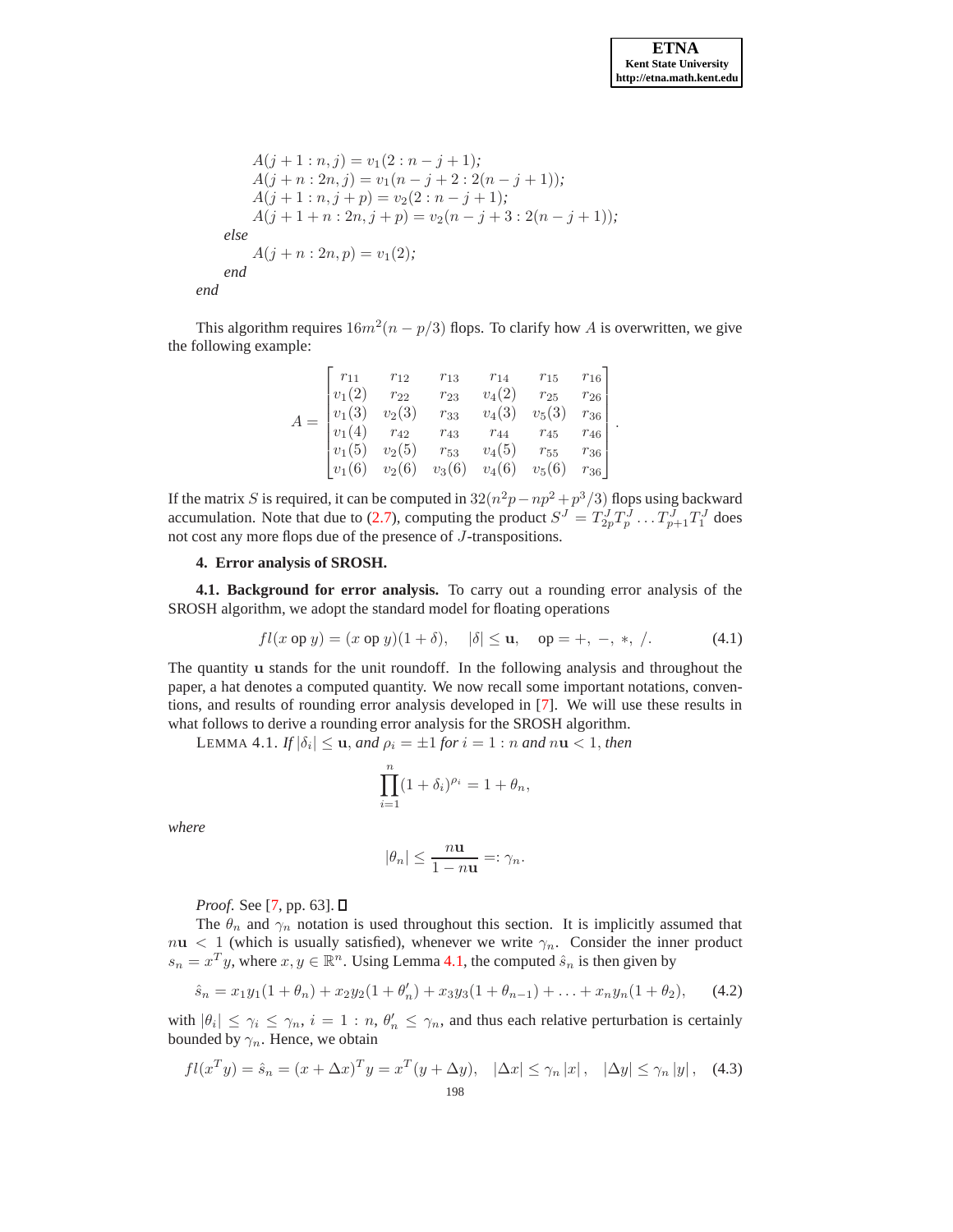```
        A(j + 1 : n, j) = v_1(2 : n − j + 1);
        A(j + n : 2n, j) = v_1(n − j + 2 : 2(n − j + 1));
        A(j + 1 : n, j + p) = v_2(2 : n − j + 1);
        A(j + 1 + n : 2n, j + p) = v_2(n − j + 3 : 2(n − j + 1));
    else
        A(j + n : 2n, p) = v_1(2);
    end
end
```

This algorithm requires $16m^2(n - p/3)$ flops. To clarify how $A$ is overwritten, we give the following example:

$$A = \begin{bmatrix} r_{11} & r_{12} & r_{13} & r_{14} & r_{15} & r_{16} \\ v_1(2) & r_{22} & r_{23} & v_4(2) & r_{25} & r_{26} \\ v_1(3) & v_2(3) & r_{33} & v_4(3) & v_5(3) & r_{36} \\ v_1(4) & r_{42} & r_{43} & r_{44} & r_{45} & r_{46} \\ v_1(5) & v_2(5) & r_{53} & v_4(5) & r_{55} & r_{36} \\ v_1(6) & v_2(6) & v_3(6) & v_4(6) & v_5(6) & r_{36} \end{bmatrix}.$$

If the matrix $S$ is required, it can be computed in $32(n^2p - np^2 + p^3/3)$ flops using backward accumulation. Note that due to (2.7), computing the product $S^J = T^J_{2p}T^J_p \ldots T^J_{p+1}T^J_1$ does not cost any more flops due of the presence of $J$-transpositions.

## 4. Error analysis of SROSH.

**4.1. Background for error analysis.** To carry out a rounding error analysis of the SROSH algorithm, we adopt the standard model for floating operations

$$fl(x \text{ op } y) = (x \text{ op } y)(1 + \delta), \quad |\delta| \leq \mathbf{u}, \quad \text{op} = +,\ -,\ *,\ /. \tag{4.1}$$

The quantity $\mathbf{u}$ stands for the unit roundoff. In the following analysis and throughout the paper, a hat denotes a computed quantity. We now recall some important notations, conventions, and results of rounding error analysis developed in [7]. We will use these results in what follows to derive a rounding error analysis for the SROSH algorithm.

LEMMA 4.1. *If $|\delta_i| \leq \mathbf{u}$, and $\rho_i = \pm 1$ for $i = 1 : n$ and $n\mathbf{u} < 1$, then*

$$\prod_{i=1}^{n} (1 + \delta_i)^{\rho_i} = 1 + \theta_n,$$

*where*

$$|\theta_n| \leq \frac{n\mathbf{u}}{1 - n\mathbf{u}} =: \gamma_n.$$

*Proof.* See [7, pp. 63]. ∎

The $\theta_n$ and $\gamma_n$ notation is used throughout this section. It is implicitly assumed that $n\mathbf{u} < 1$ (which is usually satisfied), whenever we write $\gamma_n$. Consider the inner product $s_n = x^T y$, where $x, y \in \mathbb{R}^n$. Using Lemma 4.1, the computed $\hat{s}_n$ is then given by

$$\hat{s}_n = x_1y_1(1 + \theta_n) + x_2y_2(1 + \theta'_n) + x_3y_3(1 + \theta_{n-1}) + \ldots + x_ny_n(1 + \theta_2), \tag{4.2}$$

with $|\theta_i| \leq \gamma_i \leq \gamma_n$, $i = 1 : n$, $\theta'_n \leq \gamma_n$, and thus each relative perturbation is certainly bounded by $\gamma_n$. Hence, we obtain

$$fl(x^T y) = \hat{s}_n = (x + \Delta x)^T y = x^T(y + \Delta y), \quad |\Delta x| \leq \gamma_n |x|, \quad |\Delta y| \leq \gamma_n |y|, \tag{4.3}$$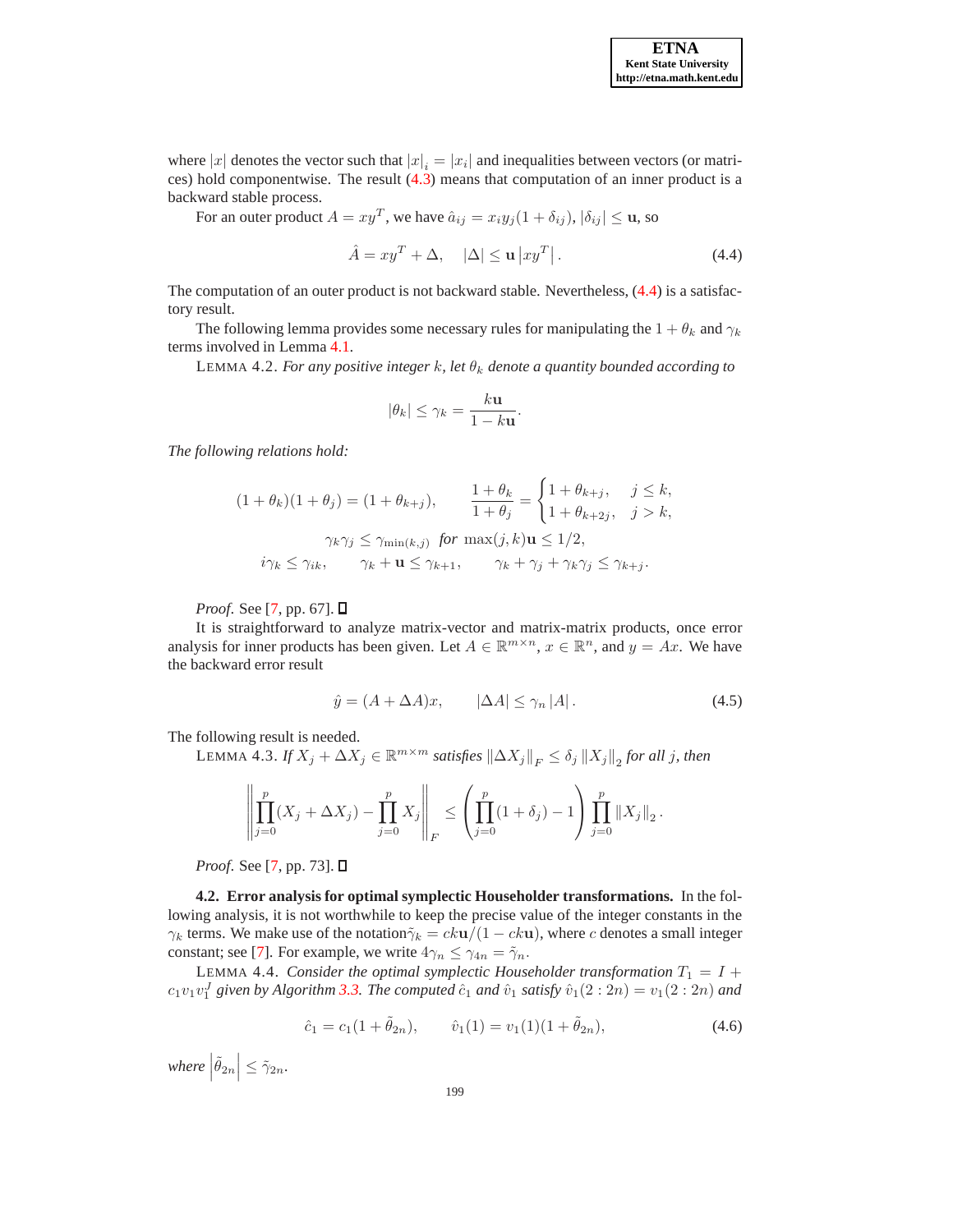where $|x|$ denotes the vector such that $|x|_i = |x_i|$ and inequalities between vectors (or matrices) hold componentwise. The result (4.3) means that computation of an inner product is a backward stable process.

For an outer product $A = xy^T$, we have $\hat{a}_{ij} = x_i y_j (1 + \delta_{ij})$, $|\delta_{ij}| \leq \mathbf{u}$, so

$$\hat{A} = xy^T + \Delta, \quad |\Delta| \leq \mathbf{u} \left| xy^T \right|. \tag{4.4}$$

The computation of an outer product is not backward stable. Nevertheless, (4.4) is a satisfactory result.

The following lemma provides some necessary rules for manipulating the $1 + \theta_k$ and $\gamma_k$ terms involved in Lemma 4.1.

LEMMA 4.2. *For any positive integer $k$, let $\theta_k$ denote a quantity bounded according to*

$$|\theta_k| \leq \gamma_k = \frac{k\mathbf{u}}{1 - k\mathbf{u}}.$$

*The following relations hold:*

$$(1 + \theta_k)(1 + \theta_j) = (1 + \theta_{k+j}), \qquad \frac{1 + \theta_k}{1 + \theta_j} = \begin{cases} 1 + \theta_{k+j}, & j \leq k, \\ 1 + \theta_{k+2j}, & j > k, \end{cases}$$

$$\gamma_k \gamma_j \leq \gamma_{\min(k,j)} \text{ for } \max(j,k)\mathbf{u} \leq 1/2,$$

$$i\gamma_k \leq \gamma_{ik}, \qquad \gamma_k + \mathbf{u} \leq \gamma_{k+1}, \qquad \gamma_k + \gamma_j + \gamma_k \gamma_j \leq \gamma_{k+j}.$$

*Proof.* See [7, pp. 67]. $\square$

It is straightforward to analyze matrix-vector and matrix-matrix products, once error analysis for inner products has given. Let $A \in \mathbb{R}^{m \times n}$, $x \in \mathbb{R}^n$, and $y = Ax$. We have the backward error result

$$\hat{y} = (A + \Delta A)x, \qquad |\Delta A| \leq \gamma_n |A|. \tag{4.5}$$

The following result is needed.

LEMMA 4.3. *If $X_j + \Delta X_j \in \mathbb{R}^{m \times m}$ satisfies $\|\Delta X_j\|_F \leq \delta_j \|X_j\|_2$ for all $j$, then*

$$\left\| \prod_{j=0}^{p} (X_j + \Delta X_j) - \prod_{j=0}^{p} X_j \right\|_F \leq \left( \prod_{j=0}^{p} (1 + \delta_j) - 1 \right) \prod_{j=0}^{p} \|X_j\|_2 .$$

*Proof.* See [7, pp. 73]. $\square$

**4.2. Error analysis for optimal symplectic Householder transformations.** In the following analysis, it is not worthwhile to keep the precise value of the integer constants in the $\gamma_k$ terms. We make use of the notation $\tilde{\gamma}_k = ck\mathbf{u}/(1 - ck\mathbf{u})$, where $c$ denotes a small integer constant; see [7]. For example, we write $4\gamma_n \leq \gamma_{4n} = \tilde{\gamma}_n$.

LEMMA 4.4. *Consider the optimal symplectic Householder transformation $T_1 = I + c_1 v_1 v_1^J$ given by Algorithm 3.3. The computed $\hat{c}_1$ and $\hat{v}_1$ satisfy $\hat{v}_1(2:2n) = v_1(2:2n)$ and*

$$\hat{c}_1 = c_1(1 + \tilde{\theta}_{2n}), \qquad \hat{v}_1(1) = v_1(1)(1 + \tilde{\theta}_{2n}), \tag{4.6}$$

*where $\left| \tilde{\theta}_{2n} \right| \leq \tilde{\gamma}_{2n}$.*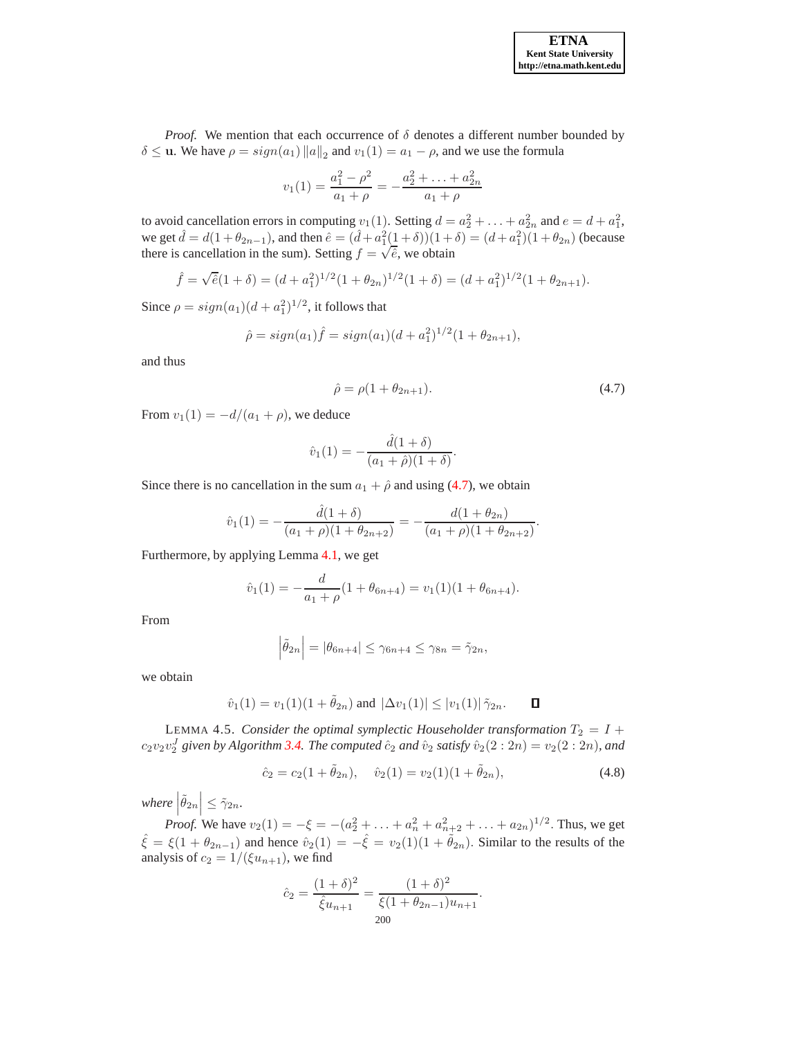*Proof.* We mention that each occurrence of $\delta$ denotes a different number bounded by $\delta \leq \mathbf{u}$. We have $\rho = sign(a_1)\,\|a\|_2$ and $v_1(1) = a_1 - \rho$, and we use the formula

$$v_1(1) = \frac{a_1^2 - \rho^2}{a_1 + \rho} = -\frac{a_2^2 + \ldots + a_{2n}^2}{a_1 + \rho}$$

to avoid cancellation errors in computing $v_1(1)$. Setting $d = a_2^2 + \ldots + a_{2n}^2$ and $e = d + a_1^2$, we get $\hat{d} = d(1 + \theta_{2n-1})$, and then $\hat{e} = (\hat{d} + a_1^2(1+\delta))(1+\delta) = (d + a_1^2)(1 + \theta_{2n})$ (because there is cancellation in the sum). Setting $f = \sqrt{\hat{e}}$, we obtain

$$\hat{f} = \sqrt{\hat{e}}(1+\delta) = (d + a_1^2)^{1/2}(1 + \theta_{2n})^{1/2}(1+\delta) = (d + a_1^2)^{1/2}(1 + \theta_{2n+1}).$$

Since $\rho = sign(a_1)(d + a_1^2)^{1/2}$, it follows that

$$\hat{\rho} = sign(a_1)\hat{f} = sign(a_1)(d + a_1^2)^{1/2}(1 + \theta_{2n+1}),$$

and thus

$$\hat{\rho} = \rho(1 + \theta_{2n+1}). \tag{4.7}$$

From $v_1(1) = -d/(a_1 + \rho)$, we deduce

$$\hat{v}_1(1) = -\frac{\hat{d}(1+\delta)}{(a_1 + \hat{\rho})(1+\delta)}.$$

Since there is no cancellation in the sum $a_1 + \hat{\rho}$ and using (4.7), we obtain

$$\hat{v}_1(1) = -\frac{\hat{d}(1+\delta)}{(a_1 + \rho)(1 + \theta_{2n+2})} = -\frac{d(1 + \theta_{2n})}{(a_1 + \rho)(1 + \theta_{2n+2})}.$$

Furthermore, by applying Lemma 4.1, we get

$$\hat{v}_1(1) = -\frac{d}{a_1 + \rho}(1 + \theta_{6n+4}) = v_1(1)(1 + \theta_{6n+4}).$$

From

$$\left|\tilde{\theta}_{2n}\right| = |\theta_{6n+4}| \leq \gamma_{6n+4} \leq \gamma_{8n} = \tilde{\gamma}_{2n},$$

we obtain

$$\hat{v}_1(1) = v_1(1)(1 + \tilde{\theta}_{2n}) \text{ and } |\Delta v_1(1)| \leq |v_1(1)|\,\tilde{\gamma}_{2n}. \qquad \square$$

LEMMA 4.5. *Consider the optimal symplectic Householder transformation $T_2 = I + c_2 v_2 v_2^J$ given by Algorithm 3.4. The computed $\hat{c}_2$ and $\hat{v}_2$ satisfy $\hat{v}_2(2:2n) = v_2(2:2n)$, and*

$$\hat{c}_2 = c_2(1 + \tilde{\theta}_{2n}), \quad \hat{v}_2(1) = v_2(1)(1 + \tilde{\theta}_{2n}), \tag{4.8}$$

*where $\left|\tilde{\theta}_{2n}\right| \leq \tilde{\gamma}_{2n}$.*

*Proof.* We have $v_2(1) = -\xi = -(a_2^2 + \ldots + a_n^2 + a_{n+2}^2 + \ldots + a_{2n})^{1/2}$. Thus, we get $\hat{\xi} = \xi(1 + \theta_{2n-1})$ and hence $\hat{v}_2(1) = -\hat{\xi} = v_2(1)(1 + \tilde{\theta}_{2n})$. Similar to the results of the analysis of $c_2 = 1/(\xi u_{n+1})$, we find

$$\hat{c}_2 = \frac{(1+\delta)^2}{\hat{\xi} u_{n+1}} = \frac{(1+\delta)^2}{\xi(1 + \theta_{2n-1})u_{n+1}}.$$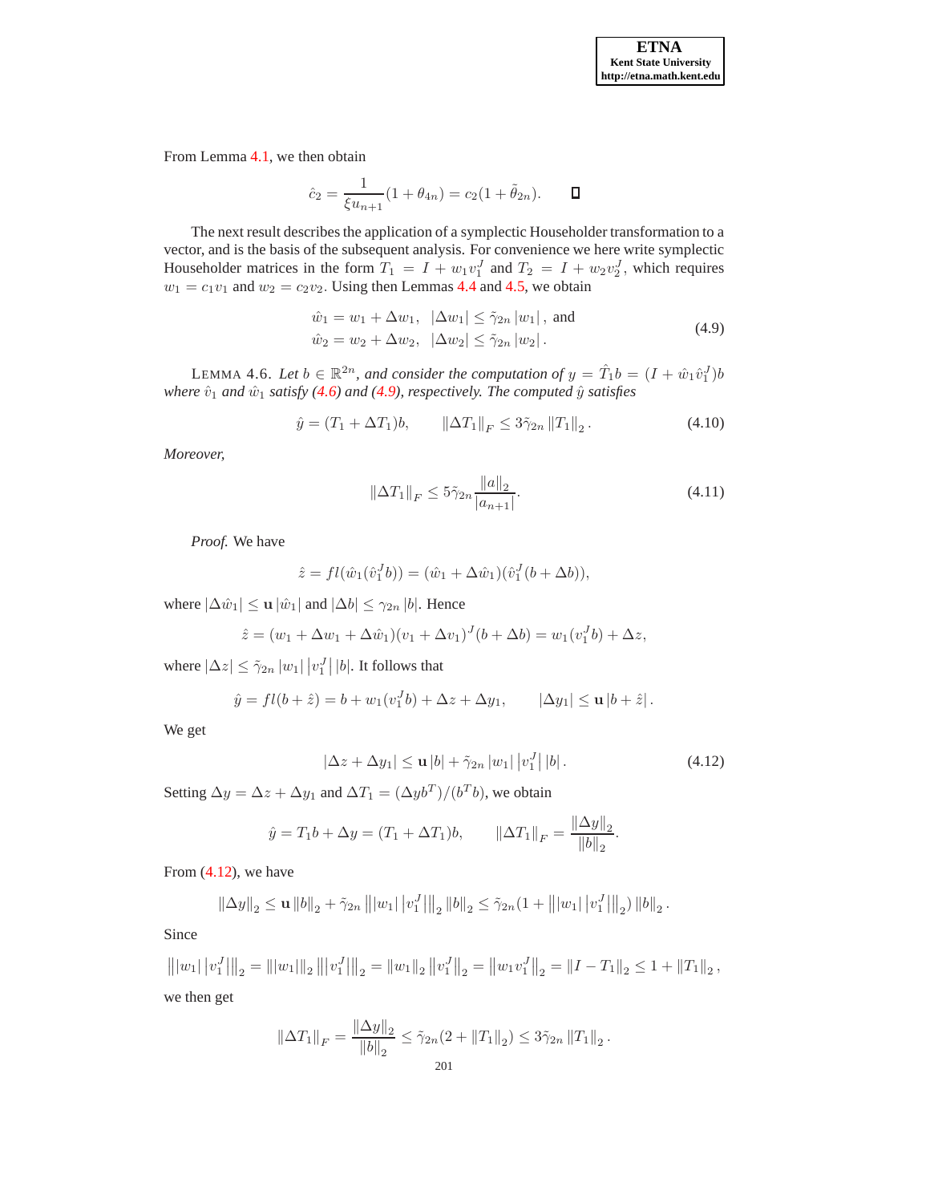From Lemma 4.1, we then obtain

$$\hat{c}_2 = \frac{1}{\xi u_{n+1}}(1+\theta_{4n}) = c_2(1+\tilde{\theta}_{2n}). \qquad \square$$

The next result describes the application of a symplectic Householder transformation to a vector, and is the basis of the subsequent analysis. For convenience we here write symplectic Householder matrices in the form $T_1 = I + w_1 v_1^J$ and $T_2 = I + w_2 v_2^J$, which requires $w_1 = c_1 v_1$ and $w_2 = c_2 v_2$. Using then Lemmas 4.4 and 4.5, we obtain

$$\begin{aligned} \hat{w}_1 &= w_1 + \Delta w_1, \quad |\Delta w_1| \leq \tilde{\gamma}_{2n} |w_1|, \text{ and} \\ \hat{w}_2 &= w_2 + \Delta w_2, \quad |\Delta w_2| \leq \tilde{\gamma}_{2n} |w_2|. \end{aligned} \tag{4.9}$$

LEMMA 4.6. *Let $b \in \mathbb{R}^{2n}$, and consider the computation of $y = \hat{T}_1 b = (I + \hat{w}_1 \hat{v}_1^J) b$ where $\hat{v}_1$ and $\hat{w}_1$ satisfy (4.6) and (4.9), respectively. The computed $\hat{y}$ satisfies*

$$\hat{y} = (T_1 + \Delta T_1) b, \qquad \|\Delta T_1\|_F \leq 3\tilde{\gamma}_{2n} \|T_1\|_2. \tag{4.10}$$

*Moreover,*

$$\|\Delta T_1\|_F \leq 5\tilde{\gamma}_{2n} \frac{\|a\|_2}{|a_{n+1}|}. \tag{4.11}$$

*Proof.* We have

$$\hat{z} = fl(\hat{w}_1(\hat{v}_1^J b)) = (\hat{w}_1 + \Delta\hat{w}_1)(\hat{v}_1^J (b + \Delta b)),$$

where $|\Delta\hat{w}_1| \leq \mathbf{u} |\hat{w}_1|$ and $|\Delta b| \leq \gamma_{2n} |b|$. Hence

$$\hat{z} = (w_1 + \Delta w_1 + \Delta\hat{w}_1)(v_1 + \Delta v_1)^J (b + \Delta b) = w_1(v_1^J b) + \Delta z,$$

where $|\Delta z| \leq \tilde{\gamma}_{2n} |w_1| \left|v_1^J\right| |b|$. It follows that

$$\hat{y} = fl(b + \hat{z}) = b + w_1(v_1^J b) + \Delta z + \Delta y_1, \qquad |\Delta y_1| \leq \mathbf{u} |b + \hat{z}|.$$

We get

$$|\Delta z + \Delta y_1| \leq \mathbf{u} |b| + \tilde{\gamma}_{2n} |w_1| \left|v_1^J\right| |b|. \tag{4.12}$$

Setting $\Delta y = \Delta z + \Delta y_1$ and $\Delta T_1 = (\Delta y b^T)/(b^T b)$, we obtain

$$\hat{y} = T_1 b + \Delta y = (T_1 + \Delta T_1) b, \qquad \|\Delta T_1\|_F = \frac{\|\Delta y\|_2}{\|b\|_2}.$$

From (4.12), we have

$$\|\Delta y\|_2 \leq \mathbf{u} \|b\|_2 + \tilde{\gamma}_{2n} \left\| |w_1| \left|v_1^J\right| \right\|_2 \|b\|_2 \leq \tilde{\gamma}_{2n}(1 + \left\| |w_1| \left|v_1^J\right| \right\|_2) \|b\|_2.$$

Since

$$\left\| |w_1| \left|v_1^J\right| \right\|_2 = \| |w_1| \|_2 \left\| \left|v_1^J\right| \right\|_2 = \|w_1\|_2 \left\|v_1^J\right\|_2 = \left\|w_1 v_1^J\right\|_2 = \|I - T_1\|_2 \leq 1 + \|T_1\|_2,$$

we then get

$$\|\Delta T_1\|_F = \frac{\|\Delta y\|_2}{\|b\|_2} \leq \tilde{\gamma}_{2n}(2 + \|T_1\|_2) \leq 3\tilde{\gamma}_{2n} \|T_1\|_2.$$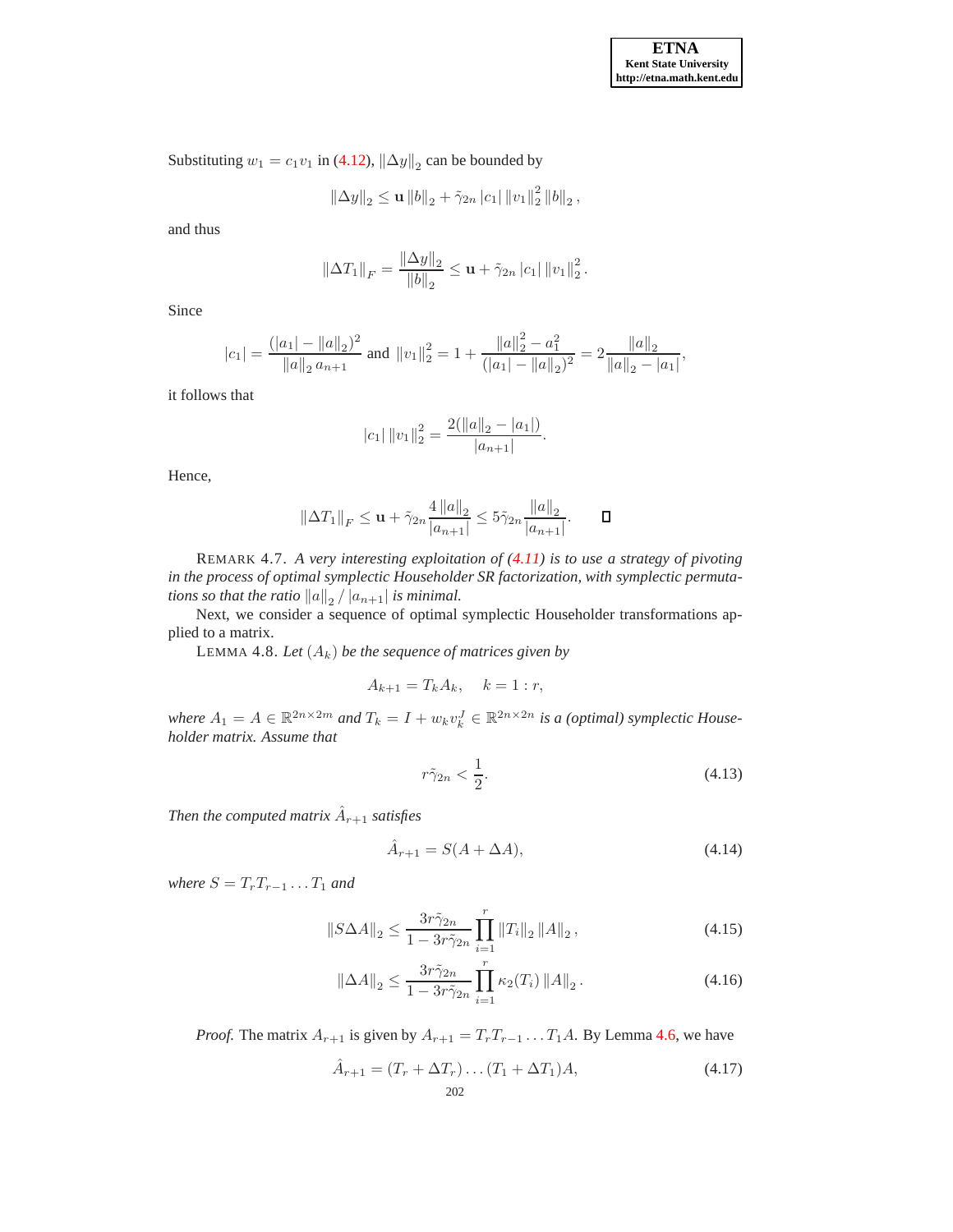Substituting $w_1 = c_1 v_1$ in (4.12), $\|\Delta y\|_2$ can be bounded by

$$\|\Delta y\|_2 \leq \mathbf{u} \|b\|_2 + \tilde{\gamma}_{2n} |c_1| \|v_1\|_2^2 \|b\|_2 ,$$

and thus

$$\|\Delta T_1\|_F = \frac{\|\Delta y\|_2}{\|b\|_2} \leq \mathbf{u} + \tilde{\gamma}_{2n} |c_1| \|v_1\|_2^2 .$$

Since

$$|c_1| = \frac{(|a_1| - \|a\|_2)^2}{\|a\|_2 \, a_{n+1}} \text{ and } \|v_1\|_2^2 = 1 + \frac{\|a\|_2^2 - a_1^2}{(|a_1| - \|a\|_2)^2} = 2\frac{\|a\|_2}{\|a\|_2 - |a_1|},$$

it follows that

$$|c_1| \|v_1\|_2^2 = \frac{2(\|a\|_2 - |a_1|)}{|a_{n+1}|}.$$

Hence,

$$\|\Delta T_1\|_F \leq \mathbf{u} + \tilde{\gamma}_{2n} \frac{4\|a\|_2}{|a_{n+1}|} \leq 5\tilde{\gamma}_{2n} \frac{\|a\|_2}{|a_{n+1}|}. \qquad \square$$

REMARK 4.7. *A very interesting exploitation of (4.11) is to use a strategy of pivoting in the process of optimal symplectic Householder SR factorization, with symplectic permutations so that the ratio $\|a\|_2 / |a_{n+1}|$ is minimal.*

Next, we consider a sequence of optimal symplectic Householder transformations applied to a matrix.

LEMMA 4.8. *Let $(A_k)$ be the sequence of matrices given by*

$$A_{k+1} = T_k A_k, \quad k = 1 : r,$$

*where $A_1 = A \in \mathbb{R}^{2n \times 2m}$ and $T_k = I + w_k v_k^J \in \mathbb{R}^{2n \times 2n}$ is a (optimal) symplectic Householder matrix. Assume that*

$$r\tilde{\gamma}_{2n} < \frac{1}{2}. \tag{4.13}$$

*Then the computed matrix $\hat{A}_{r+1}$ satisfies*

$$\hat{A}_{r+1} = S(A + \Delta A), \tag{4.14}$$

*where $S = T_r T_{r-1} \ldots T_1$ and*

$$\|S\Delta A\|_2 \leq \frac{3r\tilde{\gamma}_{2n}}{1 - 3r\tilde{\gamma}_{2n}} \prod_{i=1}^{r} \|T_i\|_2 \|A\|_2 , \tag{4.15}$$

$$\|\Delta A\|_2 \leq \frac{3r\tilde{\gamma}_{2n}}{1 - 3r\tilde{\gamma}_{2n}} \prod_{i=1}^{r} \kappa_2(T_i) \|A\|_2 . \tag{4.16}$$

*Proof.* The matrix $A_{r+1}$ is given by $A_{r+1} = T_r T_{r-1} \ldots T_1 A$. By Lemma 4.6, we have

$$\hat{A}_{r+1} = (T_r + \Delta T_r) \ldots (T_1 + \Delta T_1) A, \tag{4.17}$$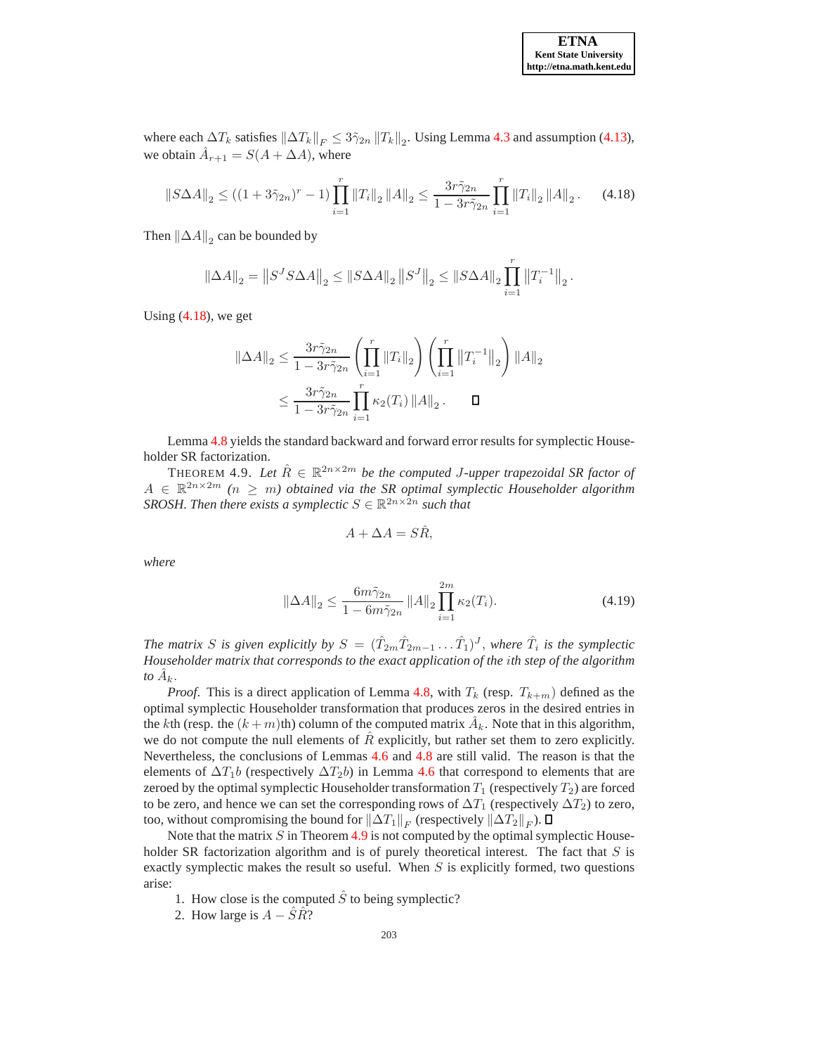where each $\Delta T_k$ satisfies $\|\Delta T_k\|_F \leq 3\tilde{\gamma}_{2n} \|T_k\|_2$. Using Lemma 4.3 and assumption (4.13), we obtain $\hat{A}_{r+1} = S(A + \Delta A)$, where

$$\|S\Delta A\|_2 \leq ((1 + 3\tilde{\gamma}_{2n})^r - 1) \prod_{i=1}^{r} \|T_i\|_2 \|A\|_2 \leq \frac{3r\tilde{\gamma}_{2n}}{1 - 3r\tilde{\gamma}_{2n}} \prod_{i=1}^{r} \|T_i\|_2 \|A\|_2 . \tag{4.18}$$

Then $\|\Delta A\|_2$ can be bounded by

$$\|\Delta A\|_2 = \left\|S^J S \Delta A\right\|_2 \leq \|S\Delta A\|_2 \left\|S^J\right\|_2 \leq \|S\Delta A\|_2 \prod_{i=1}^{r} \left\|T_i^{-1}\right\|_2 .$$

Using (4.18), we get

$$\begin{aligned}
\|\Delta A\|_2 &\leq \frac{3r\tilde{\gamma}_{2n}}{1 - 3r\tilde{\gamma}_{2n}} \left(\prod_{i=1}^{r} \|T_i\|_2\right) \left(\prod_{i=1}^{r} \left\|T_i^{-1}\right\|_2\right) \|A\|_2 \\
&\leq \frac{3r\tilde{\gamma}_{2n}}{1 - 3r\tilde{\gamma}_{2n}} \prod_{i=1}^{r} \kappa_2(T_i) \|A\|_2 . \qquad \square
\end{aligned}$$

Lemma 4.8 yields the standard backward and forward error results for symplectic Householder SR factorization.

THEOREM 4.9. *Let $\hat{R} \in \mathbb{R}^{2n \times 2m}$ be the computed $J$-upper trapezoidal SR factor of $A \in \mathbb{R}^{2n \times 2m}$ ($n \geq m$) obtained via the SR optimal symplectic Householder algorithm SROSH. Then there exists a symplectic $S \in \mathbb{R}^{2n \times 2n}$ such that*

$$A + \Delta A = S\hat{R},$$

*where*

$$\|\Delta A\|_2 \leq \frac{6m\tilde{\gamma}_{2n}}{1 - 6m\tilde{\gamma}_{2n}} \|A\|_2 \prod_{i=1}^{2m} \kappa_2(T_i). \tag{4.19}$$

*The matrix $S$ is given explicitly by $S = (\hat{T}_{2m}\hat{T}_{2m-1} \ldots \hat{T}_1)^J$, where $\hat{T}_i$ is the symplectic Householder matrix that corresponds to the exact application of the $i$th step of the algorithm to $\hat{A}_k$.*

*Proof.* This is a direct application of Lemma 4.8, with $T_k$ (resp. $T_{k+m}$) defined as the optimal symplectic Householder transformation that produces zeros in the desired entries in the $k$th (resp. the $(k + m)$th) column of the computed matrix $\hat{A}_k$. Note that in this algorithm, we do not compute the null elements of $\hat{R}$ explicitly, but rather set them to zero explicitly. Nevertheless, the conclusions of Lemmas 4.6 and 4.8 are still valid. The reason is that the elements of $\Delta T_1 b$ (respectively $\Delta T_2 b$) in Lemma 4.6 that correspond to elements that are zeroed by the optimal symplectic Householder transformation $T_1$ (respectively $T_2$) are forced to be zero, and hence we can set the corresponding rows of $\Delta T_1$ (respectively $\Delta T_2$) to zero, too, without compromising the bound for $\|\Delta T_1\|_F$ (respectively $\|\Delta T_2\|_F$). $\square$

Note that the matrix $S$ in Theorem 4.9 is not computed by the optimal symplectic Householder SR factorization algorithm and is of purely theoretical interest. The fact that $S$ is exactly symplectic makes the result so useful. When $S$ is explicitly formed, two questions arise:

1. How close is the computed $\hat{S}$ to being symplectic?
2. How large is $A - \hat{S}\hat{R}$?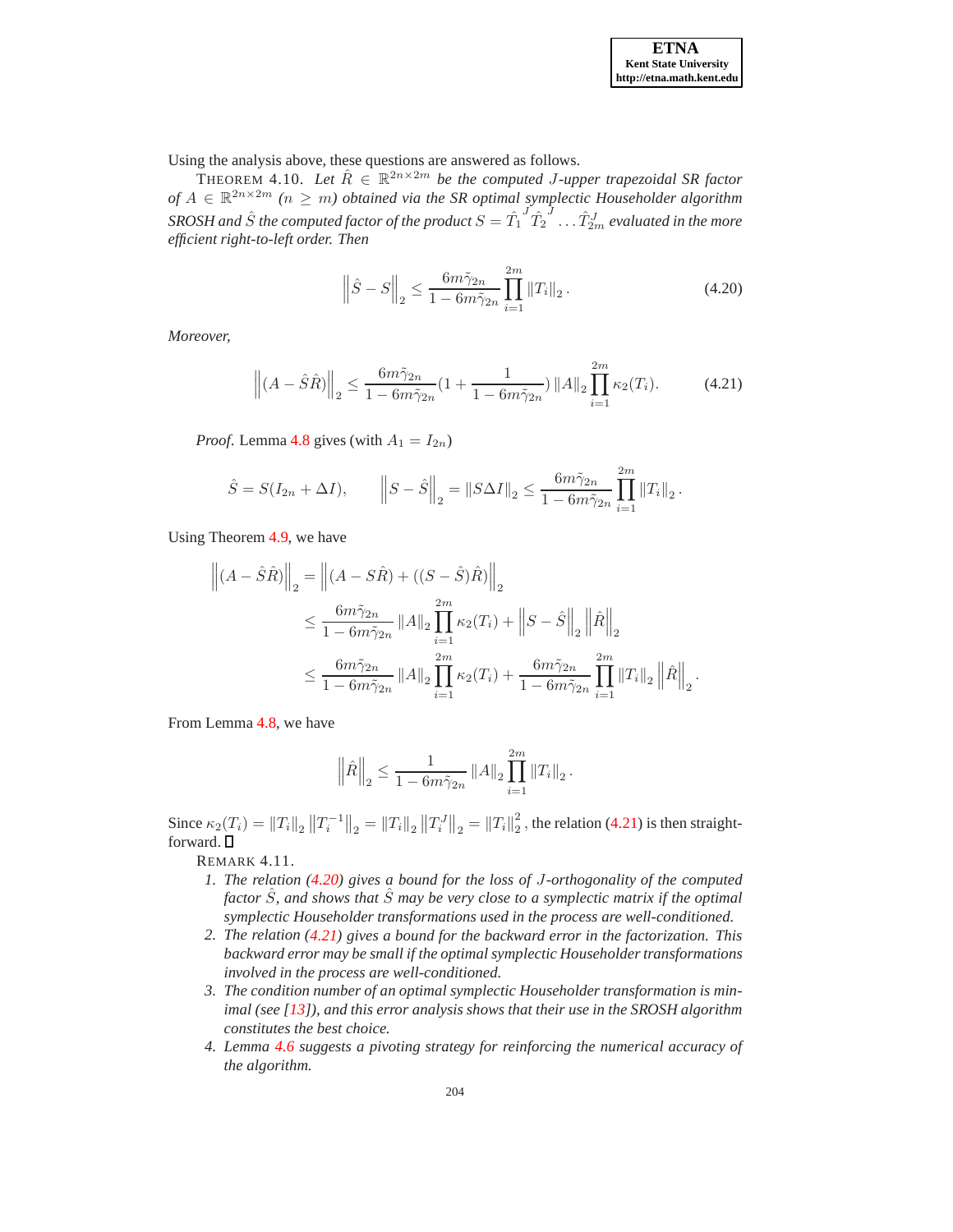Using the analysis above, these questions are answered as follows.

THEOREM 4.10. *Let $\hat{R} \in \mathbb{R}^{2n\times 2m}$ be the computed $J$-upper trapezoidal SR factor of $A \in \mathbb{R}^{2n\times 2m}$ ($n \geq m$) obtained via the SR optimal symplectic Householder algorithm SROSH and $\hat{S}$ the computed factor of the product $S = \hat{T}_1^J \hat{T}_2^J \dots \hat{T}_{2m}^J$ evaluated in the more efficient right-to-left order. Then*

$$\left\|\hat{S} - S\right\|_2 \leq \frac{6m\tilde{\gamma}_{2n}}{1 - 6m\tilde{\gamma}_{2n}} \prod_{i=1}^{2m} \|T_i\|_2 . \tag{4.20}$$

*Moreover,*

$$\left\|(A - \hat{S}\hat{R})\right\|_2 \leq \frac{6m\tilde{\gamma}_{2n}}{1 - 6m\tilde{\gamma}_{2n}}(1 + \frac{1}{1 - 6m\tilde{\gamma}_{2n}}) \|A\|_2 \prod_{i=1}^{2m} \kappa_2(T_i). \tag{4.21}$$

*Proof.* Lemma 4.8 gives (with $A_1 = I_{2n}$)

$$\hat{S} = S(I_{2n} + \Delta I), \qquad \left\|S - \hat{S}\right\|_2 = \|S\Delta I\|_2 \leq \frac{6m\tilde{\gamma}_{2n}}{1 - 6m\tilde{\gamma}_{2n}} \prod_{i=1}^{2m} \|T_i\|_2 .$$

Using Theorem 4.9, we have

$$\begin{aligned}
\left\|(A - \hat{S}\hat{R})\right\|_2 &= \left\|(A - S\hat{R}) + ((S - \hat{S})\hat{R})\right\|_2 \\
&\leq \frac{6m\tilde{\gamma}_{2n}}{1 - 6m\tilde{\gamma}_{2n}} \|A\|_2 \prod_{i=1}^{2m} \kappa_2(T_i) + \left\|S - \hat{S}\right\|_2 \left\|\hat{R}\right\|_2 \\
&\leq \frac{6m\tilde{\gamma}_{2n}}{1 - 6m\tilde{\gamma}_{2n}} \|A\|_2 \prod_{i=1}^{2m} \kappa_2(T_i) + \frac{6m\tilde{\gamma}_{2n}}{1 - 6m\tilde{\gamma}_{2n}} \prod_{i=1}^{2m} \|T_i\|_2 \left\|\hat{R}\right\|_2 .
\end{aligned}$$

From Lemma 4.8, we have

$$\left\|\hat{R}\right\|_2 \leq \frac{1}{1 - 6m\tilde{\gamma}_{2n}} \|A\|_2 \prod_{i=1}^{2m} \|T_i\|_2 .$$

Since $\kappa_2(T_i) = \|T_i\|_2 \left\|T_i^{-1}\right\|_2 = \|T_i\|_2 \left\|T_i^J\right\|_2 = \|T_i\|_2^2$, the relation (4.21) is then straightforward. ∎

REMARK 4.11.

1. *The relation (4.20) gives a bound for the loss of $J$-orthogonality of the computed factor $\hat{S}$, and shows that $\hat{S}$ may be very close to a symplectic matrix if the optimal symplectic Householder transformations used in the process are well-conditioned.*
2. *The relation (4.21) gives a bound for the backward error in the factorization. This backward error may be small if the optimal symplectic Householder transformations involved in the process are well-conditioned.*
3. *The condition number of an optimal symplectic Householder transformation is minimal (see [13]), and this error analysis shows that their use in the SROSH algorithm constitutes the best choice.*
4. *Lemma 4.6 suggests a pivoting strategy for reinforcing the numerical accuracy of the algorithm.*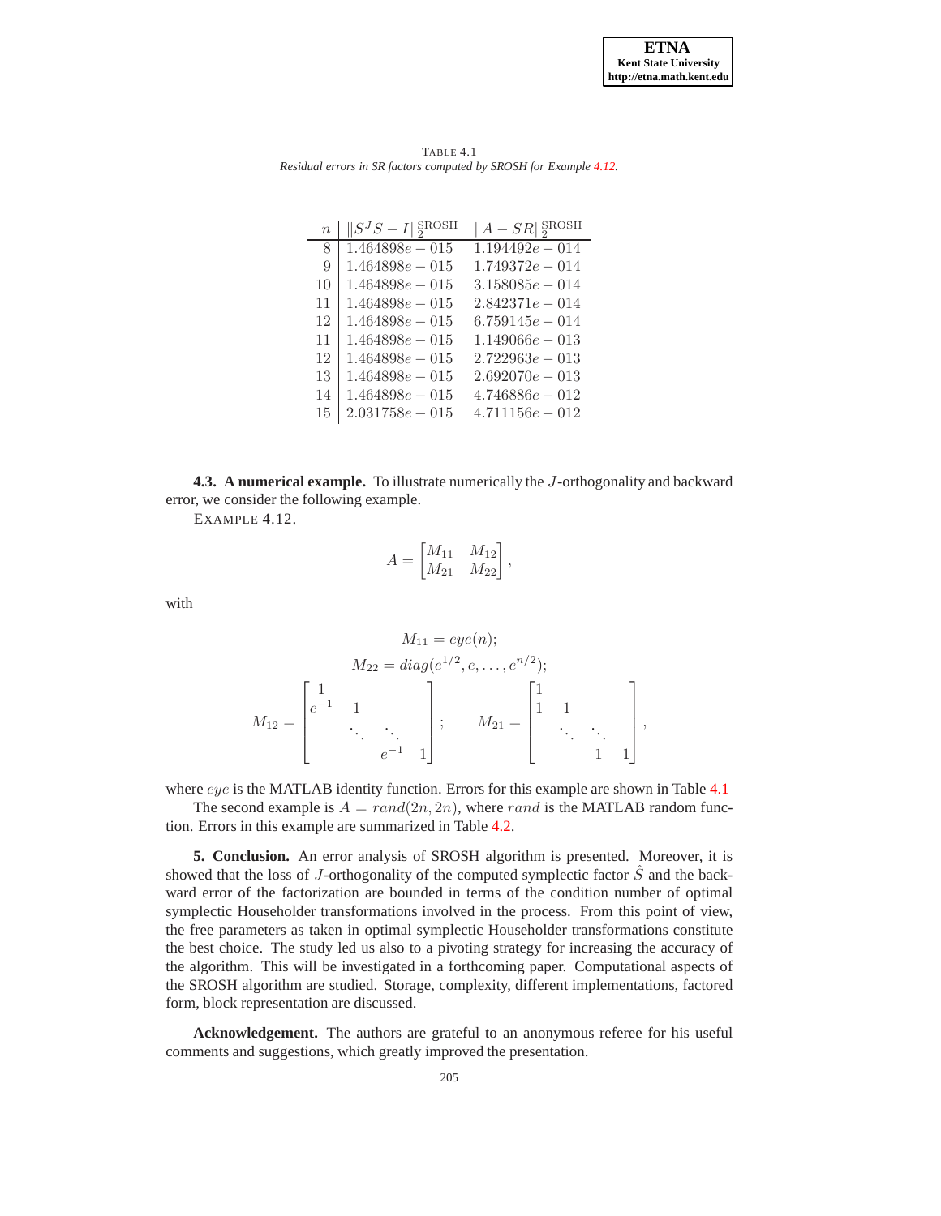TABLE 4.1

*Residual errors in SR factors computed by SROSH for Example 4.12.*

| $n$ | $\|S^JS - I\|_2^{\text{SROSH}}$ | $\|A - SR\|_2^{\text{SROSH}}$ |
|---|---|---|
| 8 | $1.464898e-015$ | $1.194492e-014$ |
| 9 | $1.464898e-015$ | $1.749372e-014$ |
| 10 | $1.464898e-015$ | $3.158085e-014$ |
| 11 | $1.464898e-015$ | $2.842371e-014$ |
| 12 | $1.464898e-015$ | $6.759145e-014$ |
| 11 | $1.464898e-015$ | $1.149066e-013$ |
| 12 | $1.464898e-015$ | $2.722963e-013$ |
| 13 | $1.464898e-015$ | $2.692070e-013$ |
| 14 | $1.464898e-015$ | $4.746886e-012$ |
| 15 | $2.031758e-015$ | $4.711156e-012$ |

**4.3. A numerical example.** To illustrate numerically the $J$-orthogonality and backward error, we consider the following example.

EXAMPLE 4.12.

$$A = \begin{bmatrix} M_{11} & M_{12} \\ M_{21} & M_{22} \end{bmatrix},$$

with

$$M_{11} = eye(n);$$

$$M_{22} = diag(e^{1/2}, e, \ldots, e^{n/2});$$

$$M_{12} = \begin{bmatrix} 1 & & & \\ e^{-1} & 1 & & \\ & \ddots & \ddots & \\ & & e^{-1} & 1 \end{bmatrix}; \qquad M_{21} = \begin{bmatrix} 1 & & & \\ 1 & 1 & & \\ & \ddots & \ddots & \\ & & 1 & 1 \end{bmatrix},$$

where $eye$ is the MATLAB identity function. Errors for this example are shown in Table 4.1

The second example is $A = rand(2n, 2n)$, where $rand$ is the MATLAB random function. Errors in this example are summarized in Table 4.2.

**5. Conclusion.** An error analysis of SROSH algorithm is presented. Moreover, it is showed that the loss of $J$-orthogonality of the computed symplectic factor $\hat{S}$ and the backward error of the factorization are bounded in terms of the condition number of optimal symplectic Householder transformations involved in the process. From this point of view, the free parameters as taken in optimal symplectic Householder transformations constitute the best choice. The study led us also to a pivoting strategy for increasing the accuracy of the algorithm. This will be investigated in a forthcoming paper. Computational aspects of the SROSH algorithm are studied. Storage, complexity, different implementations, factored form, block representation are discussed.

**Acknowledgement.** The authors are grateful to an anonymous referee for his useful comments and suggestions, which greatly improved the presentation.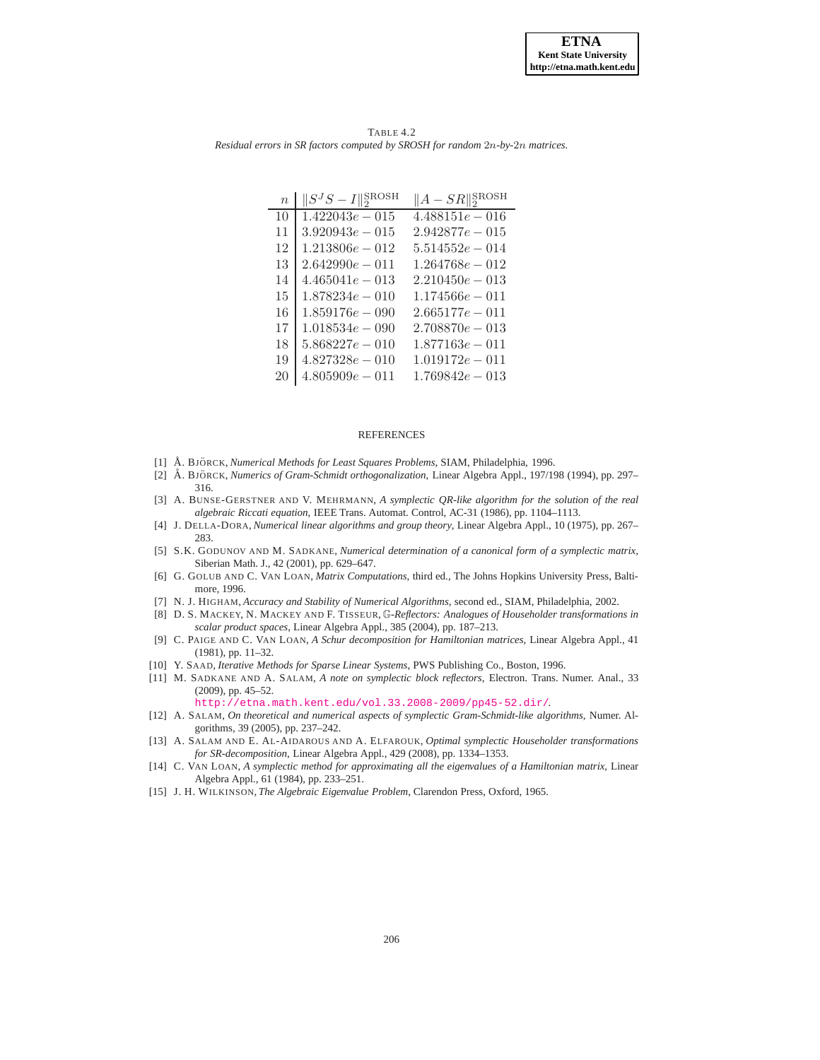TABLE 4.2

*Residual errors in SR factors computed by SROSH for random $2n$-by-$2n$ matrices.*

| $n$ | $\|S^J S - I\|_2^{\text{SROSH}}$ | $\|A - SR\|_2^{\text{SROSH}}$ |
|---|---|---|
| 10 | $1.422043e-015$ | $4.488151e-016$ |
| 11 | $3.920943e-015$ | $2.942877e-015$ |
| 12 | $1.213806e-012$ | $5.514552e-014$ |
| 13 | $2.642990e-011$ | $1.264768e-012$ |
| 14 | $4.465041e-013$ | $2.210450e-013$ |
| 15 | $1.878234e-010$ | $1.174566e-011$ |
| 16 | $1.859176e-090$ | $2.665177e-011$ |
| 17 | $1.018534e-090$ | $2.708870e-013$ |
| 18 | $5.868227e-010$ | $1.877163e-011$ |
| 19 | $4.827328e-010$ | $1.019172e-011$ |
| 20 | $4.805909e-011$ | $1.769842e-013$ |

## REFERENCES

[1] Å. BJÖRCK, *Numerical Methods for Least Squares Problems*, SIAM, Philadelphia, 1996.

[2] Å. BJÖRCK, *Numerics of Gram-Schmidt orthogonalization*, Linear Algebra Appl., 197/198 (1994), pp. 297–316.

[3] A. BUNSE-GERSTNER AND V. MEHRMANN, *A symplectic QR-like algorithm for the solution of the real algebraic Riccati equation*, IEEE Trans. Automat. Control, AC-31 (1986), pp. 1104–1113.

[4] J. DELLA-DORA, *Numerical linear algorithms and group theory*, Linear Algebra Appl., 10 (1975), pp. 267–283.

[5] S.K. GODUNOV AND M. SADKANE, *Numerical determination of a canonical form of a symplectic matrix*, Siberian Math. J., 42 (2001), pp. 629–647.

[6] G. GOLUB AND C. VAN LOAN, *Matrix Computations*, third ed., The Johns Hopkins University Press, Baltimore, 1996.

[7] N. J. HIGHAM, *Accuracy and Stability of Numerical Algorithms*, second ed., SIAM, Philadelphia, 2002.

[8] D. S. MACKEY, N. MACKEY AND F. TISSEUR, *$\mathbb{G}$-Reflectors: Analogues of Householder transformations in scalar product spaces*, Linear Algebra Appl., 385 (2004), pp. 187–213.

[9] C. PAIGE AND C. VAN LOAN, *A Schur decomposition for Hamiltonian matrices*, Linear Algebra Appl., 41 (1981), pp. 11–32.

[10] Y. SAAD, *Iterative Methods for Sparse Linear Systems*, PWS Publishing Co., Boston, 1996.

[11] M. SADKANE AND A. SALAM, *A note on symplectic block reflectors*, Electron. Trans. Numer. Anal., 33 (2009), pp. 45–52. http://etna.math.kent.edu/vol.33.2008-2009/pp45-52.dir/.

[12] A. SALAM, *On theoretical and numerical aspects of symplectic Gram-Schmidt-like algorithms*, Numer. Algorithms, 39 (2005), pp. 237–242.

[13] A. SALAM AND E. AL-AIDAROUS AND A. ELFAROUK, *Optimal symplectic Householder transformations for SR-decomposition*, Linear Algebra Appl., 429 (2008), pp. 1334–1353.

[14] C. VAN LOAN, *A symplectic method for approximating all the eigenvalues of a Hamiltonian matrix*, Linear Algebra Appl., 61 (1984), pp. 233–251.

[15] J. H. WILKINSON, *The Algebraic Eigenvalue Problem*, Clarendon Press, Oxford, 1965.